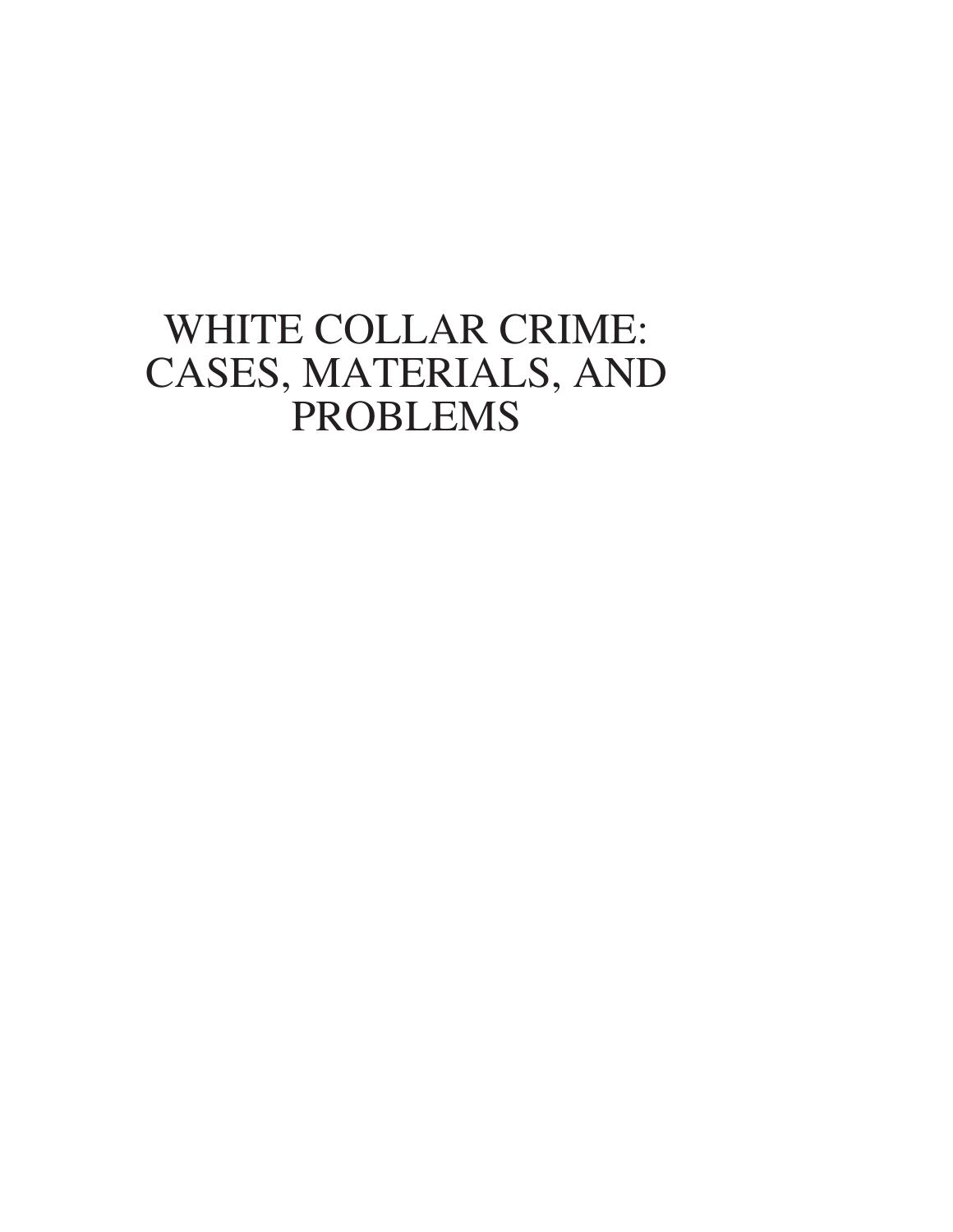# WHITE COLLAR CRIME: CASES, MATERIALS, AND PROBLEMS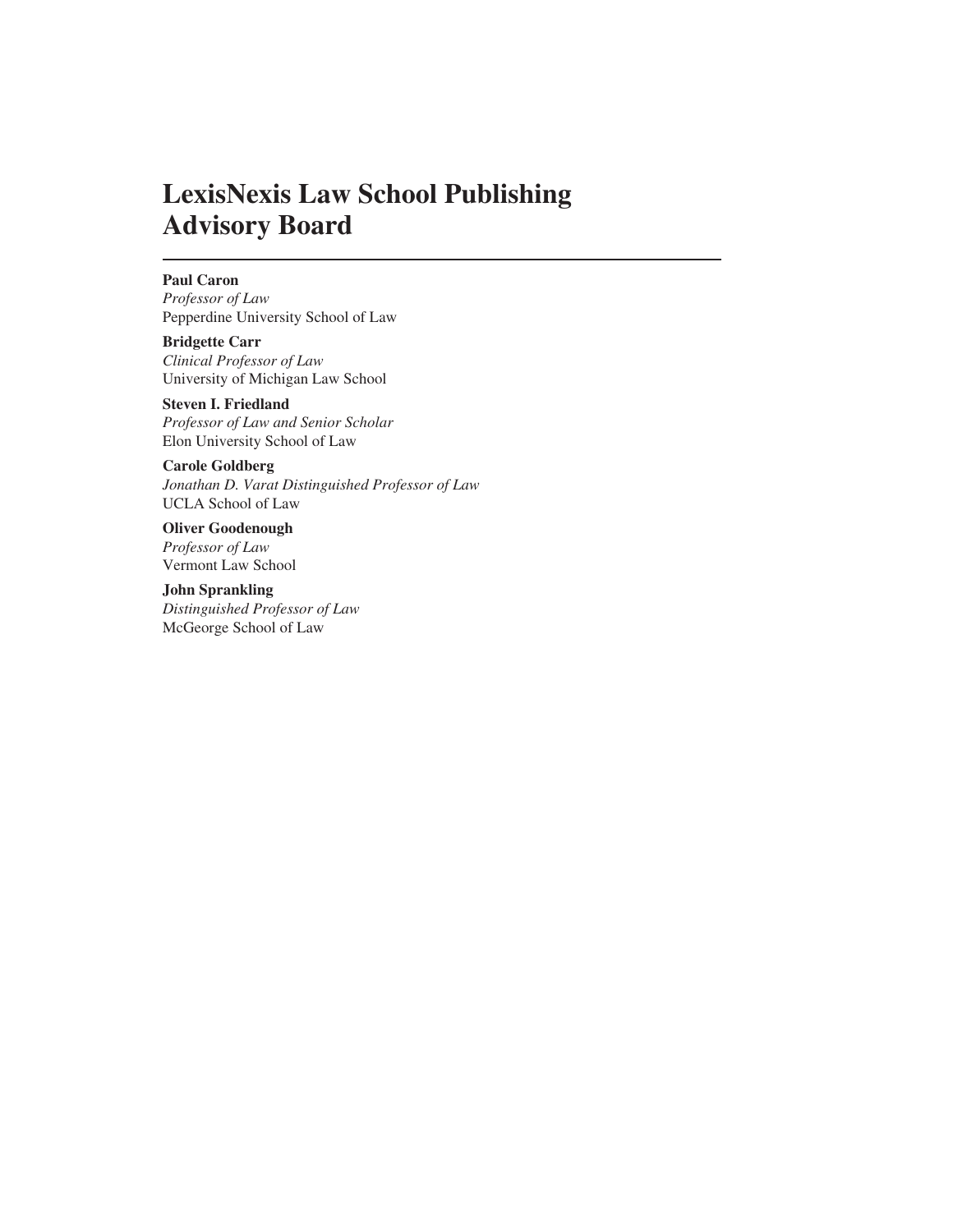# LexisNexis Law School Publishing Advisory Board

**Paul Caron**
*Professor of Law*
Pepperdine University School of Law

**Bridgette Carr**
*Clinical Professor of Law*
University of Michigan Law School

**Steven I. Friedland**
*Professor of Law and Senior Scholar*
Elon University School of Law

**Carole Goldberg**
*Jonathan D. Varat Distinguished Professor of Law*
UCLA School of Law

**Oliver Goodenough**
*Professor of Law*
Vermont Law School

**John Sprankling**
*Distinguished Professor of Law*
McGeorge School of Law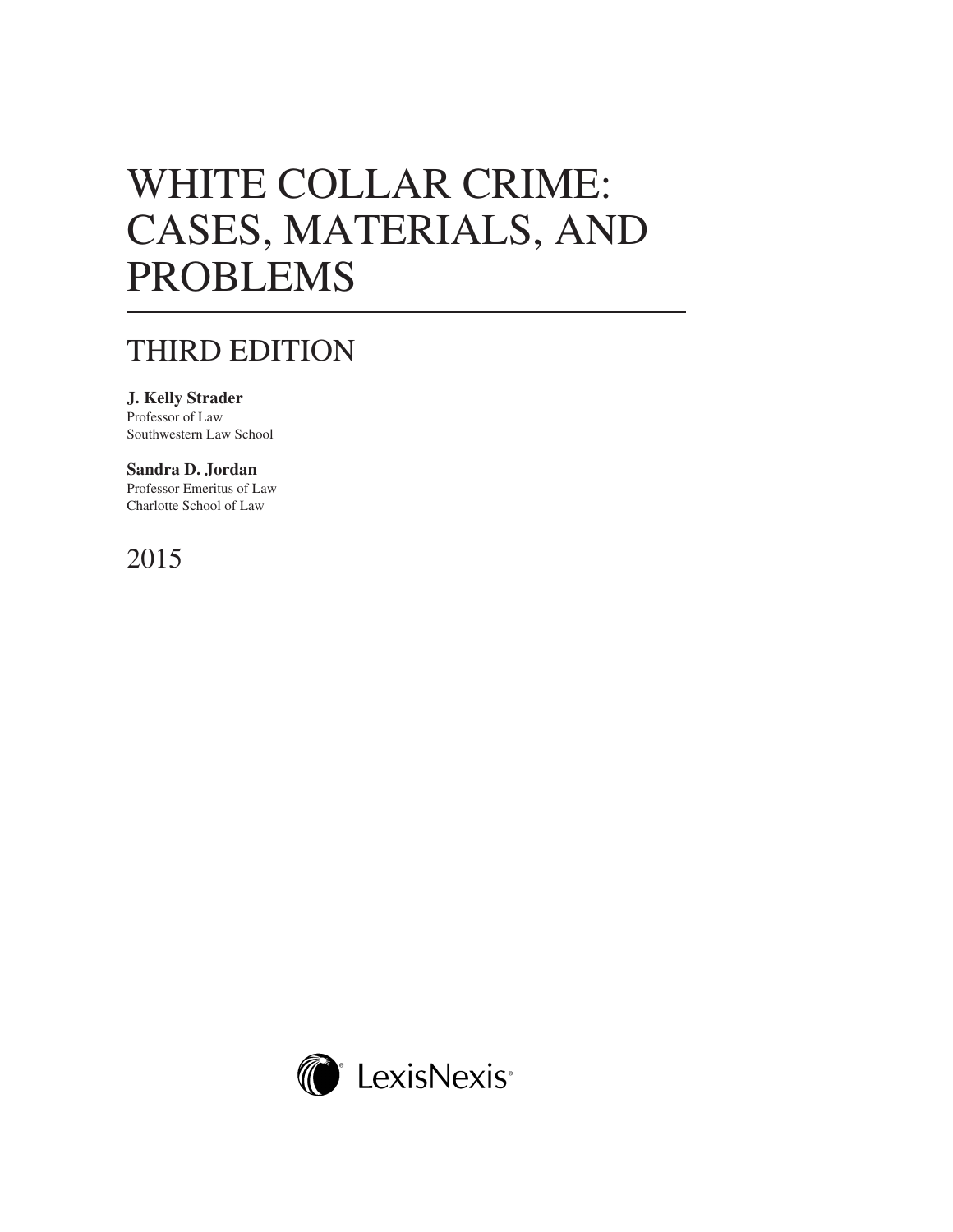# WHITE COLLAR CRIME: CASES, MATERIALS, AND PROBLEMS

## THIRD EDITION

**J. Kelly Strader**
Professor of Law
Southwestern Law School

**Sandra D. Jordan**
Professor Emeritus of Law
Charlotte School of Law

2015

LexisNexis®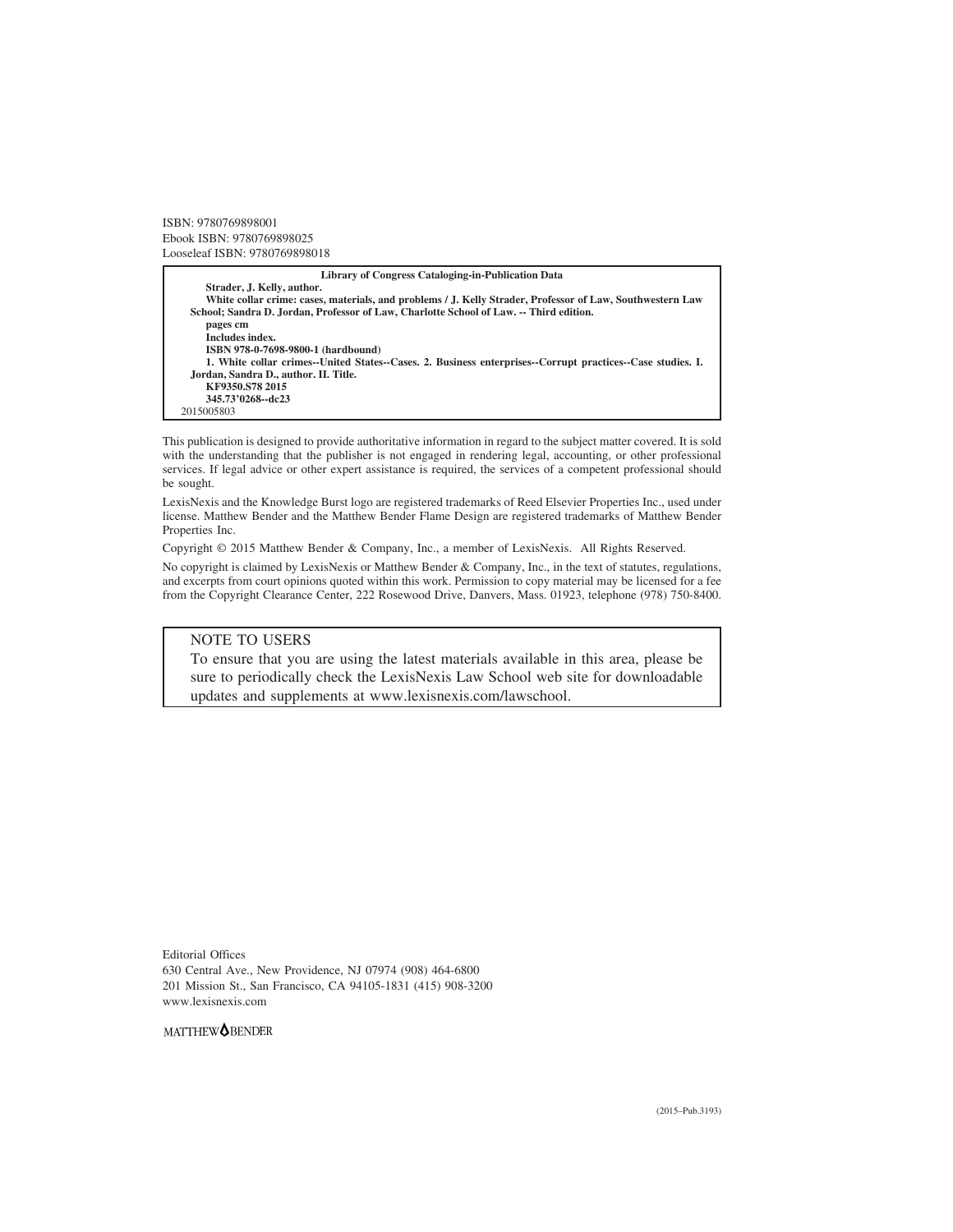ISBN: 9780769898001
Ebook ISBN: 9780769898025
Looseleaf ISBN: 9780769898018

**Library of Congress Cataloging-in-Publication Data**

**Strader, J. Kelly, author.**
**White collar crime: cases, materials, and problems / J. Kelly Strader, Professor of Law, Southwestern Law School; Sandra D. Jordan, Professor of Law, Charlotte School of Law. -- Third edition.**
**pages cm**
**Includes index.**
**ISBN 978-0-7698-9800-1 (hardbound)**
**1. White collar crimes--United States--Cases. 2. Business enterprises--Corrupt practices--Case studies. I. Jordan, Sandra D., author. II. Title.**
**KF9350.S78 2015**
**345.73'0268--dc23**
2015005803

This publication is designed to provide authoritative information in regard to the subject matter covered. It is sold with the understanding that the publisher is not engaged in rendering legal, accounting, or other professional services. If legal advice or other expert assistance is required, the services of a competent professional should be sought.

LexisNexis and the Knowledge Burst logo are registered trademarks of Reed Elsevier Properties Inc., used under license. Matthew Bender and the Matthew Bender Flame Design are registered trademarks of Matthew Bender Properties Inc.

Copyright © 2015 Matthew Bender & Company, Inc., a member of LexisNexis. All Rights Reserved.

No copyright is claimed by LexisNexis or Matthew Bender & Company, Inc., in the text of statutes, regulations, and excerpts from court opinions quoted within this work. Permission to copy material may be licensed for a fee from the Copyright Clearance Center, 222 Rosewood Drive, Danvers, Mass. 01923, telephone (978) 750-8400.

NOTE TO USERS
To ensure that you are using the latest materials available in this area, please be sure to periodically check the LexisNexis Law School web site for downloadable updates and supplements at www.lexisnexis.com/lawschool.

Editorial Offices
630 Central Ave., New Providence, NJ 07974 (908) 464-6800
201 Mission St., San Francisco, CA 94105-1831 (415) 908-3200
www.lexisnexis.com

MATTHEW BENDER

(2015–Pub.3193)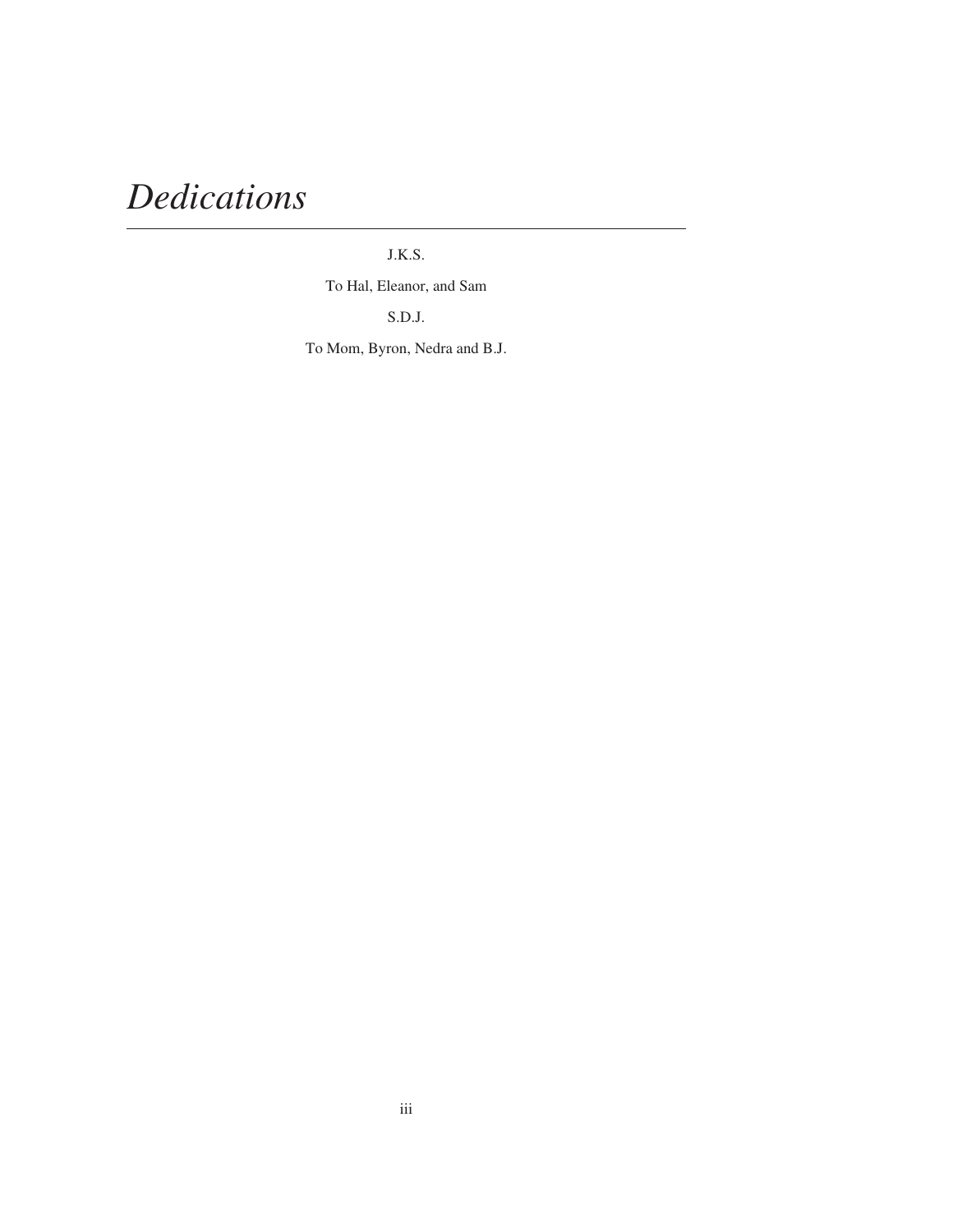# *Dedications*

J.K.S.

To Hal, Eleanor, and Sam

S.D.J.

To Mom, Byron, Nedra and B.J.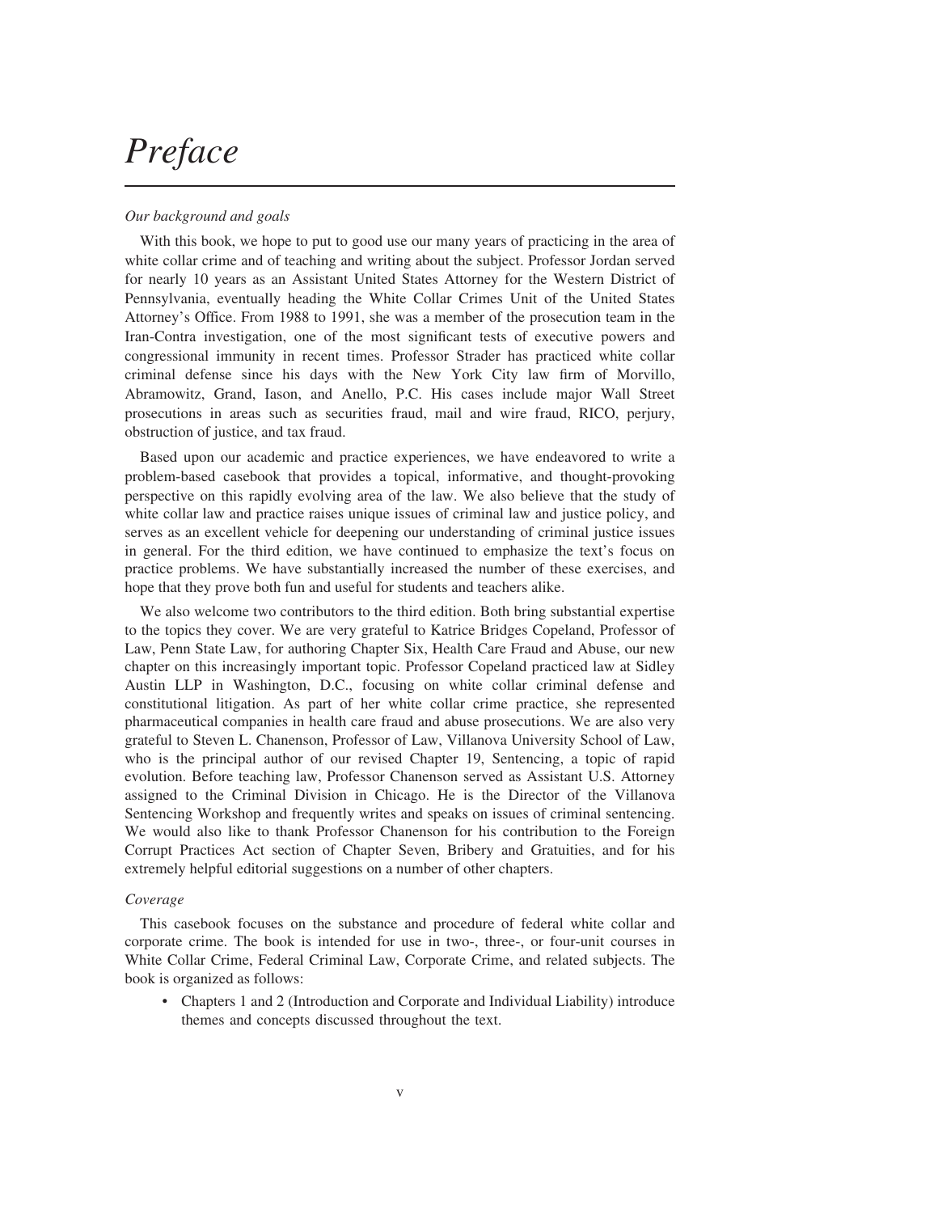# Preface

*Our background and goals*

With this book, we hope to put to good use our many years of practicing in the area of white collar crime and of teaching and writing about the subject. Professor Jordan served for nearly 10 years as an Assistant United States Attorney for the Western District of Pennsylvania, eventually heading the White Collar Crimes Unit of the United States Attorney's Office. From 1988 to 1991, she was a member of the prosecution team in the Iran-Contra investigation, one of the most significant tests of executive powers and congressional immunity in recent times. Professor Strader has practiced white collar criminal defense since his days with the New York City law firm of Morvillo, Abramowitz, Grand, Iason, and Anello, P.C. His cases include major Wall Street prosecutions in areas such as securities fraud, mail and wire fraud, RICO, perjury, obstruction of justice, and tax fraud.

Based upon our academic and practice experiences, we have endeavored to write a problem-based casebook that provides a topical, informative, and thought-provoking perspective on this rapidly evolving area of the law. We also believe that the study of white collar law and practice raises unique issues of criminal law and justice policy, and serves as an excellent vehicle for deepening our understanding of criminal justice issues in general. For the third edition, we have continued to emphasize the text's focus on practice problems. We have substantially increased the number of these exercises, and hope that they prove both fun and useful for students and teachers alike.

We also welcome two contributors to the third edition. Both bring substantial expertise to the topics they cover. We are very grateful to Katrice Bridges Copeland, Professor of Law, Penn State Law, for authoring Chapter Six, Health Care Fraud and Abuse, our new chapter on this increasingly important topic. Professor Copeland practiced law at Sidley Austin LLP in Washington, D.C., focusing on white collar criminal defense and constitutional litigation. As part of her white collar crime practice, she represented pharmaceutical companies in health care fraud and abuse prosecutions. We are also very grateful to Steven L. Chanenson, Professor of Law, Villanova University School of Law, who is the principal author of our revised Chapter 19, Sentencing, a topic of rapid evolution. Before teaching law, Professor Chanenson served as Assistant U.S. Attorney assigned to the Criminal Division in Chicago. He is the Director of the Villanova Sentencing Workshop and frequently writes and speaks on issues of criminal sentencing. We would also like to thank Professor Chanenson for his contribution to the Foreign Corrupt Practices Act section of Chapter Seven, Bribery and Gratuities, and for his extremely helpful editorial suggestions on a number of other chapters.

*Coverage*

This casebook focuses on the substance and procedure of federal white collar and corporate crime. The book is intended for use in two-, three-, or four-unit courses in White Collar Crime, Federal Criminal Law, Corporate Crime, and related subjects. The book is organized as follows:

- Chapters 1 and 2 (Introduction and Corporate and Individual Liability) introduce themes and concepts discussed throughout the text.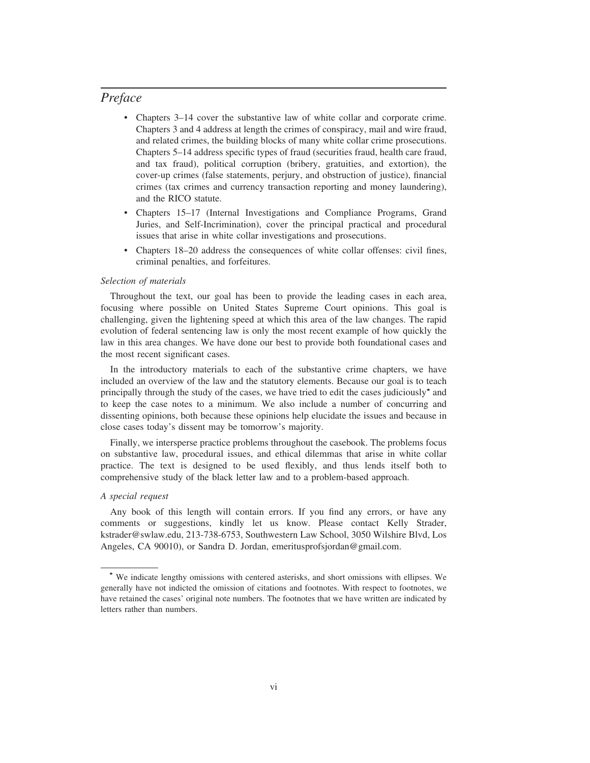## *Preface*

- Chapters 3–14 cover the substantive law of white collar and corporate crime. Chapters 3 and 4 address at length the crimes of conspiracy, mail and wire fraud, and related crimes, the building blocks of many white collar crime prosecutions. Chapters 5–14 address specific types of fraud (securities fraud, health care fraud, and tax fraud), political corruption (bribery, gratuities, and extortion), the cover-up crimes (false statements, perjury, and obstruction of justice), financial crimes (tax crimes and currency transaction reporting and money laundering), and the RICO statute.
- Chapters 15–17 (Internal Investigations and Compliance Programs, Grand Juries, and Self-Incrimination), cover the principal practical and procedural issues that arise in white collar investigations and prosecutions.
- Chapters 18–20 address the consequences of white collar offenses: civil fines, criminal penalties, and forfeitures.

*Selection of materials*

Throughout the text, our goal has been to provide the leading cases in each area, focusing where possible on United States Supreme Court opinions. This goal is challenging, given the lightening speed at which this area of the law changes. The rapid evolution of federal sentencing law is only the most recent example of how quickly the law in this area changes. We have done our best to provide both foundational cases and the most recent significant cases.

In the introductory materials to each of the substantive crime chapters, we have included an overview of the law and the statutory elements. Because our goal is to teach principally through the study of the cases, we have tried to edit the cases judiciously* and to keep the case notes to a minimum. We also include a number of concurring and dissenting opinions, both because these opinions help elucidate the issues and because in close cases today's dissent may be tomorrow's majority.

Finally, we intersperse practice problems throughout the casebook. The problems focus on substantive law, procedural issues, and ethical dilemmas that arise in white collar practice. The text is designed to be used flexibly, and thus lends itself both to comprehensive study of the black letter law and to a problem-based approach.

*A special request*

Any book of this length will contain errors. If you find any errors, or have any comments or suggestions, kindly let us know. Please contact Kelly Strader, kstrader@swlaw.edu, 213-738-6753, Southwestern Law School, 3050 Wilshire Blvd, Los Angeles, CA 90010), or Sandra D. Jordan, emeritusprofsjordan@gmail.com.

---

* We indicate lengthy omissions with centered asterisks, and short omissions with ellipses. We generally have not indicted the omission of citations and footnotes. With respect to footnotes, we have retained the cases' original note numbers. The footnotes that we have written are indicated by letters rather than numbers.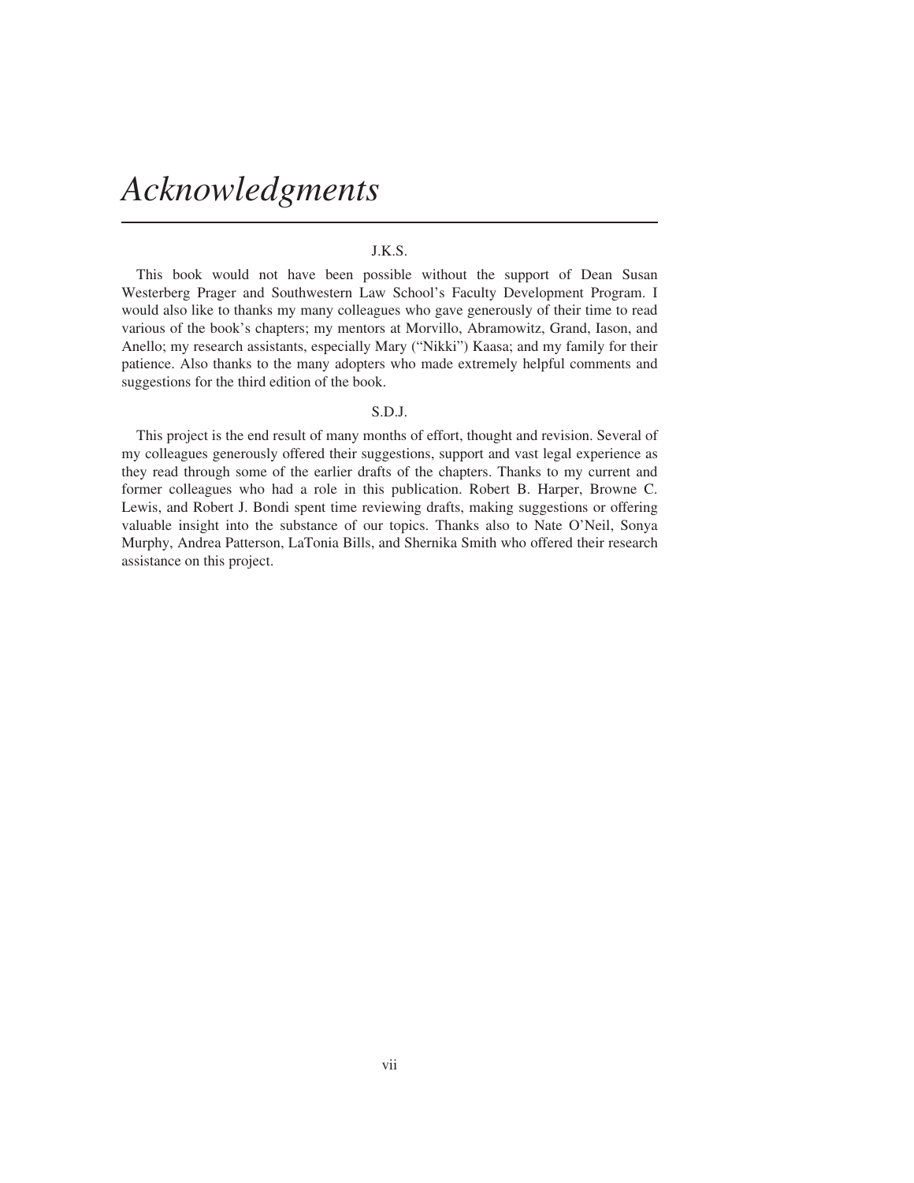# *Acknowledgments*

J.K.S.

This book would not have been possible without the support of Dean Susan Westerberg Prager and Southwestern Law School's Faculty Development Program. I would also like to thanks my many colleagues who gave generously of their time to read various of the book's chapters; my mentors at Morvillo, Abramowitz, Grand, Iason, and Anello; my research assistants, especially Mary ("Nikki") Kaasa; and my family for their patience. Also thanks to the many adopters who made extremely helpful comments and suggestions for the third edition of the book.

S.D.J.

This project is the end result of many months of effort, thought and revision. Several of my colleagues generously offered their suggestions, support and vast legal experience as they read through some of the earlier drafts of the chapters. Thanks to my current and former colleagues who had a role in this publication. Robert B. Harper, Browne C. Lewis, and Robert J. Bondi spent time reviewing drafts, making suggestions or offering valuable insight into the substance of our topics. Thanks also to Nate O'Neil, Sonya Murphy, Andrea Patterson, LaTonia Bills, and Shernika Smith who offered their research assistance on this project.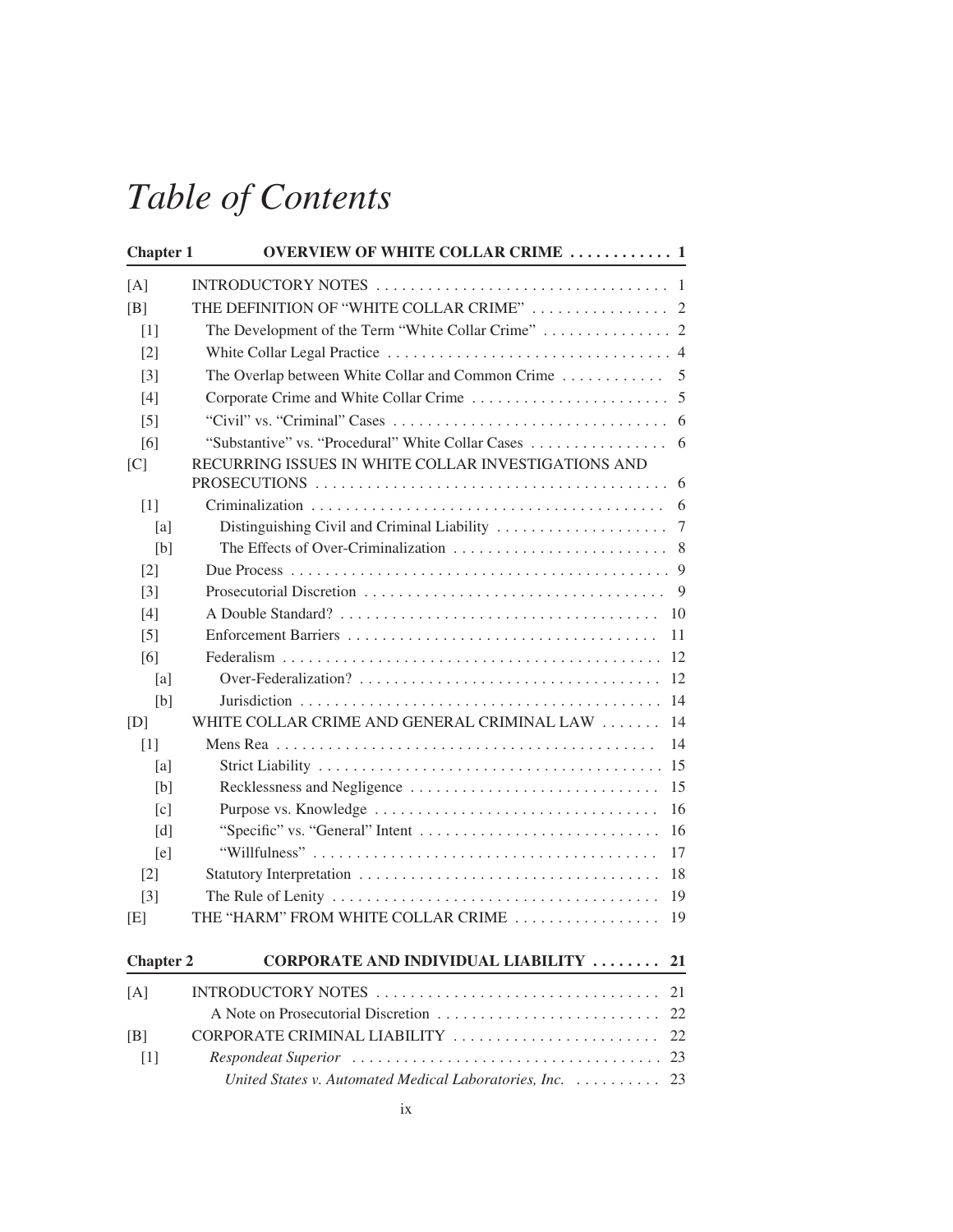# Table of Contents

**Chapter 1 OVERVIEW OF WHITE COLLAR CRIME . . . . . . . . . . . . 1**

[A] INTRODUCTORY NOTES . . . . . . . . . . . . . . . . . . . . . . . . . . . . . . . . . . 1
[B] THE DEFINITION OF "WHITE COLLAR CRIME" . . . . . . . . . . . . . . . . 2
 [1] The Development of the Term "White Collar Crime" . . . . . . . . . . . . . . . 2
 [2] White Collar Legal Practice . . . . . . . . . . . . . . . . . . . . . . . . . . . . . . . . . 4
 [3] The Overlap between White Collar and Common Crime . . . . . . . . . . . . 5
 [4] Corporate Crime and White Collar Crime . . . . . . . . . . . . . . . . . . . . . . . 5
 [5] "Civil" vs. "Criminal" Cases . . . . . . . . . . . . . . . . . . . . . . . . . . . . . . . . 6
 [6] "Substantive" vs. "Procedural" White Collar Cases . . . . . . . . . . . . . . . . 6
[C] RECURRING ISSUES IN WHITE COLLAR INVESTIGATIONS AND PROSECUTIONS . . . . . . . . . . . . . . . . . . . . . . . . . . . . . . . . . . . . . . . . . 6
 [1] Criminalization . . . . . . . . . . . . . . . . . . . . . . . . . . . . . . . . . . . . . . . . . 6
  [a] Distinguishing Civil and Criminal Liability . . . . . . . . . . . . . . . . . . . . 7
  [b] The Effects of Over-Criminalization . . . . . . . . . . . . . . . . . . . . . . . . . 8
 [2] Due Process . . . . . . . . . . . . . . . . . . . . . . . . . . . . . . . . . . . . . . . . . . . . 9
 [3] Prosecutorial Discretion . . . . . . . . . . . . . . . . . . . . . . . . . . . . . . . . . . . 9
 [4] A Double Standard? . . . . . . . . . . . . . . . . . . . . . . . . . . . . . . . . . . . . . 10
 [5] Enforcement Barriers . . . . . . . . . . . . . . . . . . . . . . . . . . . . . . . . . . . . 11
 [6] Federalism . . . . . . . . . . . . . . . . . . . . . . . . . . . . . . . . . . . . . . . . . . . . 12
  [a] Over-Federalization? . . . . . . . . . . . . . . . . . . . . . . . . . . . . . . . . . . . 12
  [b] Jurisdiction . . . . . . . . . . . . . . . . . . . . . . . . . . . . . . . . . . . . . . . . . . 14
[D] WHITE COLLAR CRIME AND GENERAL CRIMINAL LAW . . . . . . . 14
 [1] Mens Rea . . . . . . . . . . . . . . . . . . . . . . . . . . . . . . . . . . . . . . . . . . . . 14
  [a] Strict Liability . . . . . . . . . . . . . . . . . . . . . . . . . . . . . . . . . . . . . . . 15
  [b] Recklessness and Negligence . . . . . . . . . . . . . . . . . . . . . . . . . . . . . 15
  [c] Purpose vs. Knowledge . . . . . . . . . . . . . . . . . . . . . . . . . . . . . . . . . 16
  [d] "Specific" vs. "General" Intent . . . . . . . . . . . . . . . . . . . . . . . . . . . . 16
  [e] "Willfulness" . . . . . . . . . . . . . . . . . . . . . . . . . . . . . . . . . . . . . . . . 17
 [2] Statutory Interpretation . . . . . . . . . . . . . . . . . . . . . . . . . . . . . . . . . . . 18
 [3] The Rule of Lenity . . . . . . . . . . . . . . . . . . . . . . . . . . . . . . . . . . . . . . 19
[E] THE "HARM" FROM WHITE COLLAR CRIME . . . . . . . . . . . . . . . . . 19

**Chapter 2 CORPORATE AND INDIVIDUAL LIABILITY . . . . . . . . 21**

[A] INTRODUCTORY NOTES . . . . . . . . . . . . . . . . . . . . . . . . . . . . . . . . . 21
 A Note on Prosecutorial Discretion . . . . . . . . . . . . . . . . . . . . . . . . . . 22
[B] CORPORATE CRIMINAL LIABILITY . . . . . . . . . . . . . . . . . . . . . . . . 22
 [1] *Respondeat Superior* . . . . . . . . . . . . . . . . . . . . . . . . . . . . . . . . . . . . 23
  *United States v. Automated Medical Laboratories, Inc.* . . . . . . . . . . 23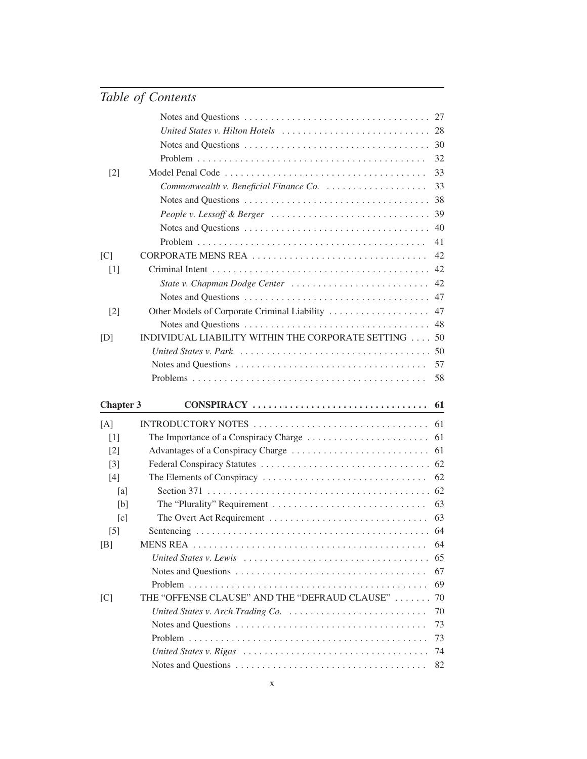## Table of Contents

| | | |
|---|---|---|
| | Notes and Questions | 27 |
| | *United States v. Hilton Hotels* | 28 |
| | Notes and Questions | 30 |
| | Problem | 32 |
| [2] | Model Penal Code | 33 |
| | *Commonwealth v. Beneficial Finance Co.* | 33 |
| | Notes and Questions | 38 |
| | *People v. Lessoff & Berger* | 39 |
| | Notes and Questions | 40 |
| | Problem | 41 |
| [C] | CORPORATE MENS REA | 42 |
| [1] | Criminal Intent | 42 |
| | *State v. Chapman Dodge Center* | 42 |
| | Notes and Questions | 47 |
| [2] | Other Models of Corporate Criminal Liability | 47 |
| | Notes and Questions | 48 |
| [D] | INDIVIDUAL LIABILITY WITHIN THE CORPORATE SETTING | 50 |
| | *United States v. Park* | 50 |
| | Notes and Questions | 57 |
| | Problems | 58 |

| | | |
|---|---|---|
| **Chapter 3** | **CONSPIRACY** | **61** |
| [A] | INTRODUCTORY NOTES | 61 |
| [1] | The Importance of a Conspiracy Charge | 61 |
| [2] | Advantages of a Conspiracy Charge | 61 |
| [3] | Federal Conspiracy Statutes | 62 |
| [4] | The Elements of Conspiracy | 62 |
| [a] | Section 371 | 62 |
| [b] | The "Plurality" Requirement | 63 |
| [c] | The Overt Act Requirement | 63 |
| [5] | Sentencing | 64 |
| [B] | MENS REA | 64 |
| | *United States v. Lewis* | 65 |
| | Notes and Questions | 67 |
| | Problem | 69 |
| [C] | THE "OFFENSE CLAUSE" AND THE "DEFRAUD CLAUSE" | 70 |
| | *United States v. Arch Trading Co.* | 70 |
| | Notes and Questions | 73 |
| | Problem | 73 |
| | *United States v. Rigas* | 74 |
| | Notes and Questions | 82 |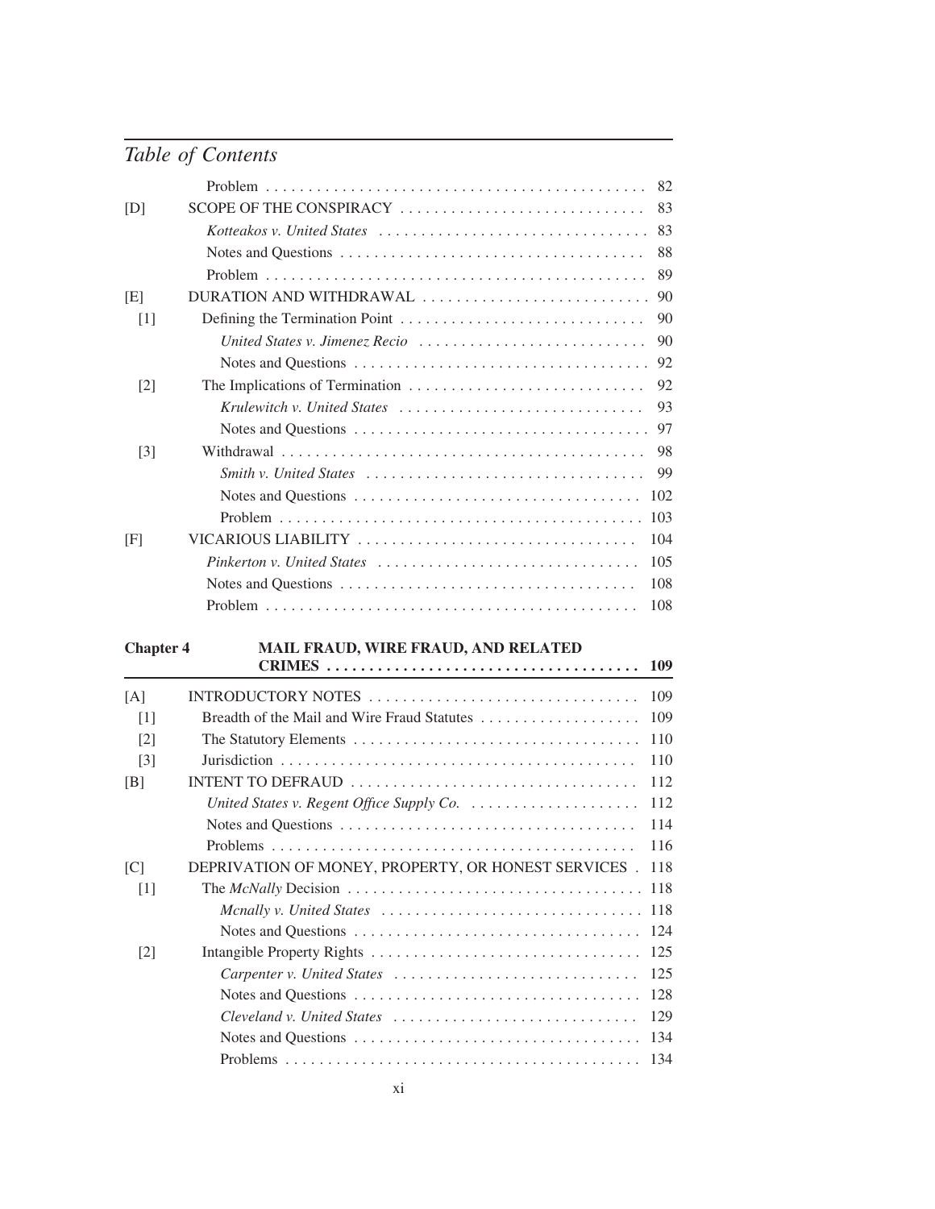Problem . . . . . . . . . . 82

[D] SCOPE OF THE CONSPIRACY . . . . . . . . . . 83

*Kotteakos v. United States* . . . . . . . . . . 83

Notes and Questions . . . . . . . . . . 88

Problem . . . . . . . . . . 89

[E] DURATION AND WITHDRAWAL . . . . . . . . . . 90

[1] Defining the Termination Point . . . . . . . . . . 90

*United States v. Jimenez Recio* . . . . . . . . . . 90

Notes and Questions . . . . . . . . . . 92

[2] The Implications of Termination . . . . . . . . . . 92

*Krulewitch v. United States* . . . . . . . . . . 93

Notes and Questions . . . . . . . . . . 97

[3] Withdrawal . . . . . . . . . . 98

*Smith v. United States* . . . . . . . . . . 99

Notes and Questions . . . . . . . . . . 102

Problem . . . . . . . . . . 103

[F] VICARIOUS LIABILITY . . . . . . . . . . 104

*Pinkerton v. United States* . . . . . . . . . . 105

Notes and Questions . . . . . . . . . . 108

Problem . . . . . . . . . . 108

## Chapter 4 MAIL FRAUD, WIRE FRAUD, AND RELATED CRIMES . . . . . . . . . . 109

[A] INTRODUCTORY NOTES . . . . . . . . . . 109

[1] Breadth of the Mail and Wire Fraud Statutes . . . . . . . . . . 109

[2] The Statutory Elements . . . . . . . . . . 110

[3] Jurisdiction . . . . . . . . . . 110

[B] INTENT TO DEFRAUD . . . . . . . . . . 112

*United States v. Regent Office Supply Co.* . . . . . . . . . . 112

Notes and Questions . . . . . . . . . . 114

Problems . . . . . . . . . . 116

[C] DEPRIVATION OF MONEY, PROPERTY, OR HONEST SERVICES . 118

[1] The *McNally* Decision . . . . . . . . . . 118

*Mcnally v. United States* . . . . . . . . . . 118

Notes and Questions . . . . . . . . . . 124

[2] Intangible Property Rights . . . . . . . . . . 125

*Carpenter v. United States* . . . . . . . . . . 125

Notes and Questions . . . . . . . . . . 128

*Cleveland v. United States* . . . . . . . . . . 129

Notes and Questions . . . . . . . . . . 134

Problems . . . . . . . . . . 134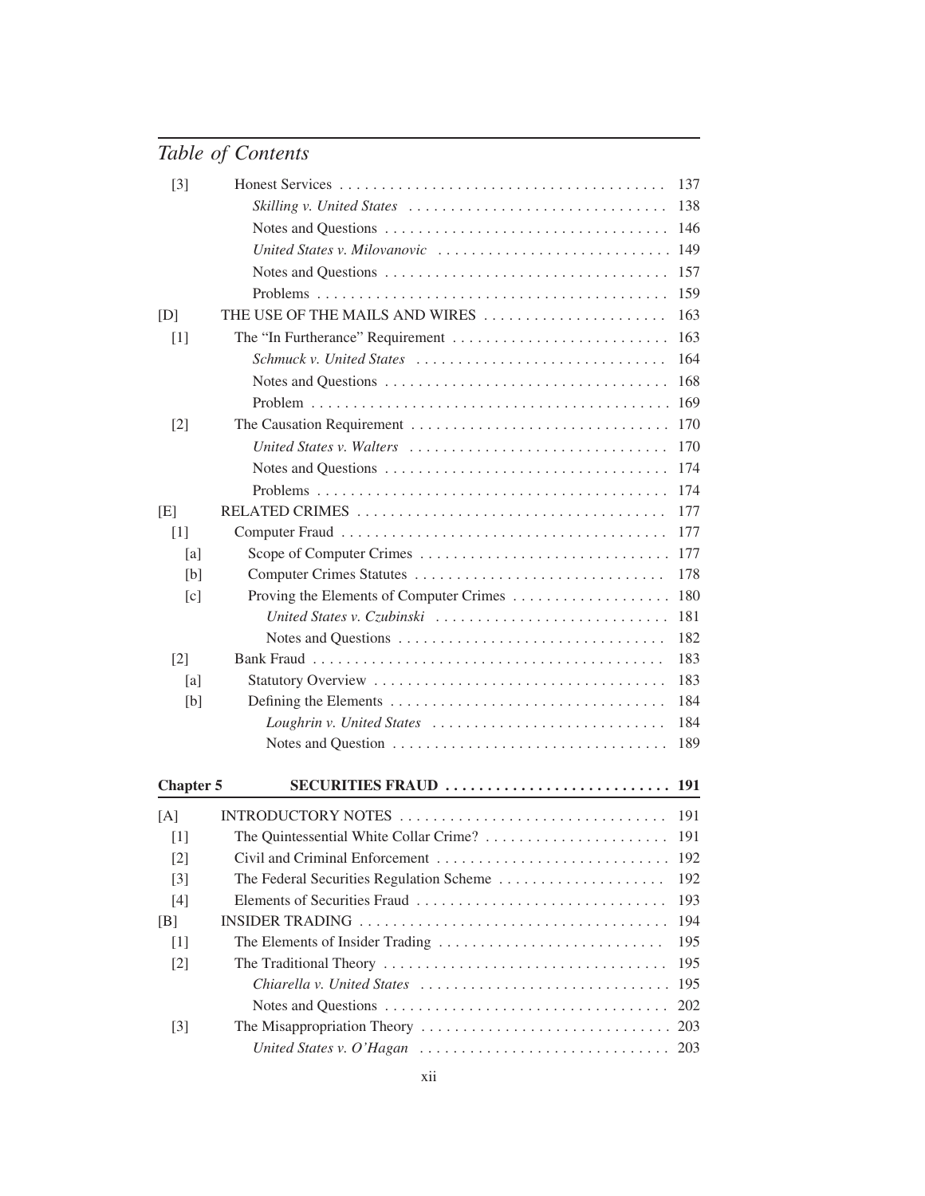| | | |
|---|---|---|
| [3] | Honest Services | 137 |
| | *Skilling v. United States* | 138 |
| | Notes and Questions | 146 |
| | *United States v. Milovanovic* | 149 |
| | Notes and Questions | 157 |
| | Problems | 159 |
| [D] | THE USE OF THE MAILS AND WIRES | 163 |
| [1] | The "In Furtherance" Requirement | 163 |
| | *Schmuck v. United States* | 164 |
| | Notes and Questions | 168 |
| | Problem | 169 |
| [2] | The Causation Requirement | 170 |
| | *United States v. Walters* | 170 |
| | Notes and Questions | 174 |
| | Problems | 174 |
| [E] | RELATED CRIMES | 177 |
| [1] | Computer Fraud | 177 |
| [a] | Scope of Computer Crimes | 177 |
| [b] | Computer Crimes Statutes | 178 |
| [c] | Proving the Elements of Computer Crimes | 180 |
| | *United States v. Czubinski* | 181 |
| | Notes and Questions | 182 |
| [2] | Bank Fraud | 183 |
| [a] | Statutory Overview | 183 |
| [b] | Defining the Elements | 184 |
| | *Loughrin v. United States* | 184 |
| | Notes and Question | 189 |

## Chapter 5 SECURITIES FRAUD ........ 191

| | | |
|---|---|---|
| [A] | INTRODUCTORY NOTES | 191 |
| [1] | The Quintessential White Collar Crime? | 191 |
| [2] | Civil and Criminal Enforcement | 192 |
| [3] | The Federal Securities Regulation Scheme | 192 |
| [4] | Elements of Securities Fraud | 193 |
| [B] | INSIDER TRADING | 194 |
| [1] | The Elements of Insider Trading | 195 |
| [2] | The Traditional Theory | 195 |
| | *Chiarella v. United States* | 195 |
| | Notes and Questions | 202 |
| [3] | The Misappropriation Theory | 203 |
| | *United States v. O'Hagan* | 203 |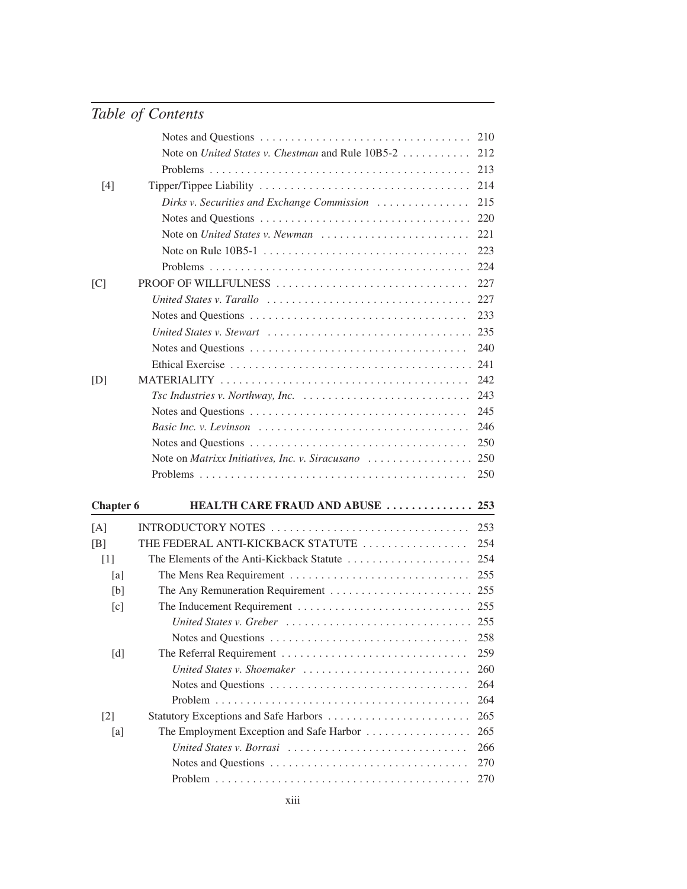## Table of Contents

| | | |
|---|---|---|
| | Notes and Questions | 210 |
| | Note on *United States v. Chestman* and Rule 10B5-2 | 212 |
| | Problems | 213 |
| [4] | Tipper/Tippee Liability | 214 |
| | *Dirks v. Securities and Exchange Commission* | 215 |
| | Notes and Questions | 220 |
| | Note on *United States v. Newman* | 221 |
| | Note on Rule 10B5-1 | 223 |
| | Problems | 224 |
| [C] | PROOF OF WILLFULNESS | 227 |
| | *United States v. Tarallo* | 227 |
| | Notes and Questions | 233 |
| | *United States v. Stewart* | 235 |
| | Notes and Questions | 240 |
| | Ethical Exercise | 241 |
| [D] | MATERIALITY | 242 |
| | *Tsc Industries v. Northway, Inc.* | 243 |
| | Notes and Questions | 245 |
| | *Basic Inc. v. Levinson* | 246 |
| | Notes and Questions | 250 |
| | Note on *Matrixx Initiatives, Inc. v. Siracusano* | 250 |
| | Problems | 250 |

**Chapter 6 HEALTH CARE FRAUD AND ABUSE ..... 253**

| | | |
|---|---|---|
| [A] | INTRODUCTORY NOTES | 253 |
| [B] | THE FEDERAL ANTI-KICKBACK STATUTE | 254 |
| [1] | The Elements of the Anti-Kickback Statute | 254 |
| [a] | The Mens Rea Requirement | 255 |
| [b] | The Any Remuneration Requirement | 255 |
| [c] | The Inducement Requirement | 255 |
| | *United States v. Greber* | 255 |
| | Notes and Questions | 258 |
| [d] | The Referral Requirement | 259 |
| | *United States v. Shoemaker* | 260 |
| | Notes and Questions | 264 |
| | Problem | 264 |
| [2] | Statutory Exceptions and Safe Harbors | 265 |
| [a] | The Employment Exception and Safe Harbor | 265 |
| | *United States v. Borrasi* | 266 |
| | Notes and Questions | 270 |
| | Problem | 270 |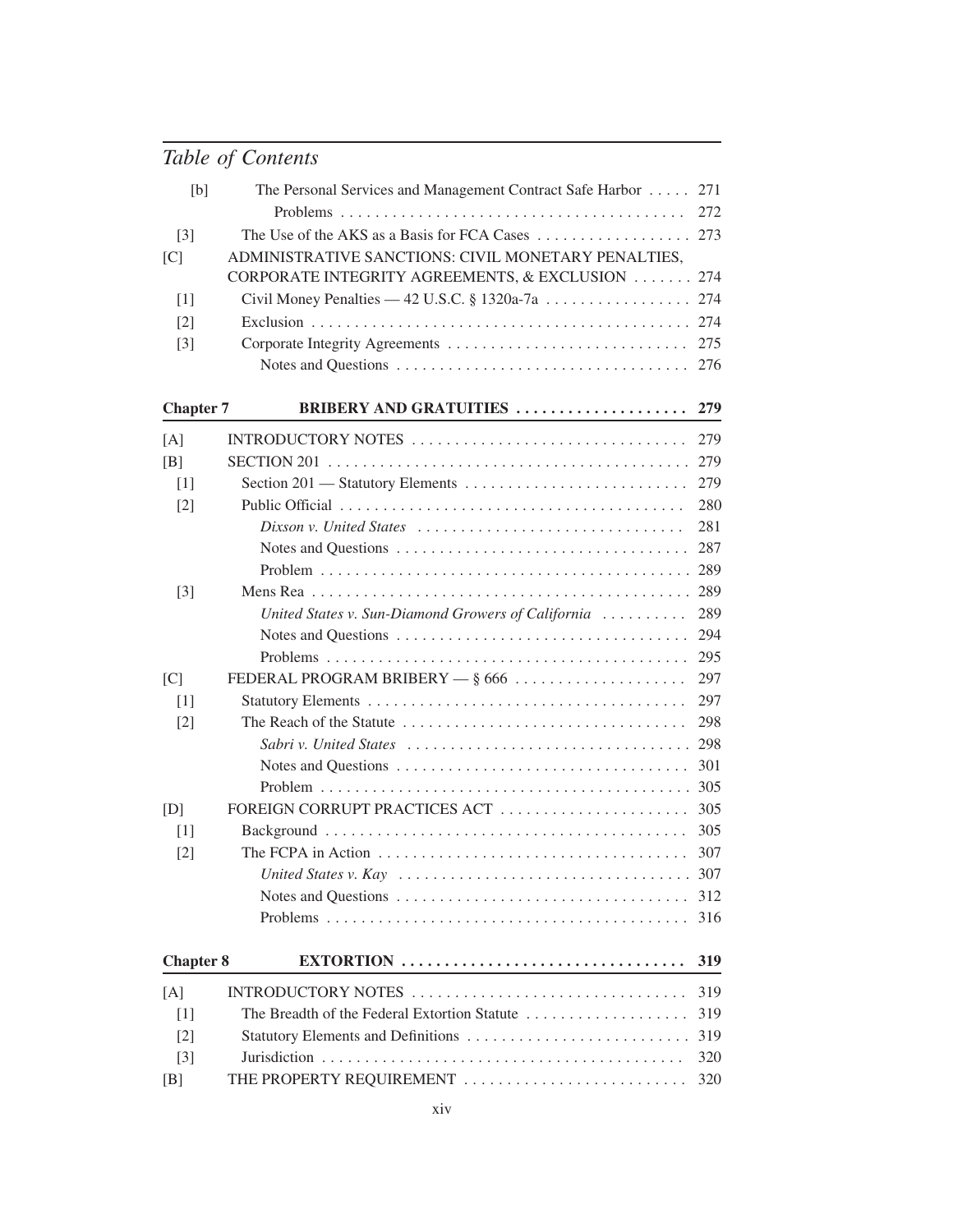## Table of Contents

[b] The Personal Services and Management Contract Safe Harbor . . . . . 271

Problems . . . . . . . . . . . . . . . . . . . . . . . . . . . . . . . . . . . . . . . 272

[3] The Use of the AKS as a Basis for FCA Cases . . . . . . . . . . . . . . . . . . 273

[C] ADMINISTRATIVE SANCTIONS: CIVIL MONETARY PENALTIES, CORPORATE INTEGRITY AGREEMENTS, & EXCLUSION . . . . . . . 274

[1] Civil Money Penalties — 42 U.S.C. § 1320a-7a . . . . . . . . . . . . . . . . . 274

[2] Exclusion . . . . . . . . . . . . . . . . . . . . . . . . . . . . . . . . . . . . . . . . . . 274

[3] Corporate Integrity Agreements . . . . . . . . . . . . . . . . . . . . . . . . . . . 275

Notes and Questions . . . . . . . . . . . . . . . . . . . . . . . . . . . . . . . . . . 276

**Chapter 7 BRIBERY AND GRATUITIES . . . . . . . . . . . . . . . . . . . . 279**

[A] INTRODUCTORY NOTES . . . . . . . . . . . . . . . . . . . . . . . . . . . . . . . 279

[B] SECTION 201 . . . . . . . . . . . . . . . . . . . . . . . . . . . . . . . . . . . . . . . . . 279

[1] Section 201 — Statutory Elements . . . . . . . . . . . . . . . . . . . . . . . . . . 279

[2] Public Official . . . . . . . . . . . . . . . . . . . . . . . . . . . . . . . . . . . . . . . . 280

*Dixson v. United States* . . . . . . . . . . . . . . . . . . . . . . . . . . . . . . . 281

Notes and Questions . . . . . . . . . . . . . . . . . . . . . . . . . . . . . . . . . . 287

Problem . . . . . . . . . . . . . . . . . . . . . . . . . . . . . . . . . . . . . . . . . . . 289

[3] Mens Rea . . . . . . . . . . . . . . . . . . . . . . . . . . . . . . . . . . . . . . . . . . . 289

*United States v. Sun-Diamond Growers of California* . . . . . . . . . . 289

Notes and Questions . . . . . . . . . . . . . . . . . . . . . . . . . . . . . . . . . . 294

Problems . . . . . . . . . . . . . . . . . . . . . . . . . . . . . . . . . . . . . . . . . . 295

[C] FEDERAL PROGRAM BRIBERY — § 666 . . . . . . . . . . . . . . . . . . . . 297

[1] Statutory Elements . . . . . . . . . . . . . . . . . . . . . . . . . . . . . . . . . . . . . 297

[2] The Reach of the Statute . . . . . . . . . . . . . . . . . . . . . . . . . . . . . . . . . 298

*Sabri v. United States* . . . . . . . . . . . . . . . . . . . . . . . . . . . . . . . . . 298

Notes and Questions . . . . . . . . . . . . . . . . . . . . . . . . . . . . . . . . . . 301

Problem . . . . . . . . . . . . . . . . . . . . . . . . . . . . . . . . . . . . . . . . . . . 305

[D] FOREIGN CORRUPT PRACTICES ACT . . . . . . . . . . . . . . . . . . . . . . 305

[1] Background . . . . . . . . . . . . . . . . . . . . . . . . . . . . . . . . . . . . . . . . . . 305

[2] The FCPA in Action . . . . . . . . . . . . . . . . . . . . . . . . . . . . . . . . . . . . 307

*United States v. Kay* . . . . . . . . . . . . . . . . . . . . . . . . . . . . . . . . . . 307

Notes and Questions . . . . . . . . . . . . . . . . . . . . . . . . . . . . . . . . . . 312

Problems . . . . . . . . . . . . . . . . . . . . . . . . . . . . . . . . . . . . . . . . . . 316

**Chapter 8 EXTORTION . . . . . . . . . . . . . . . . . . . . . . . . . . . . . . . . . 319**

[A] INTRODUCTORY NOTES . . . . . . . . . . . . . . . . . . . . . . . . . . . . . . . 319

[1] The Breadth of the Federal Extortion Statute . . . . . . . . . . . . . . . . . . . 319

[2] Statutory Elements and Definitions . . . . . . . . . . . . . . . . . . . . . . . . . . 319

[3] Jurisdiction . . . . . . . . . . . . . . . . . . . . . . . . . . . . . . . . . . . . . . . . . . 320

[B] THE PROPERTY REQUIREMENT . . . . . . . . . . . . . . . . . . . . . . . . . . 320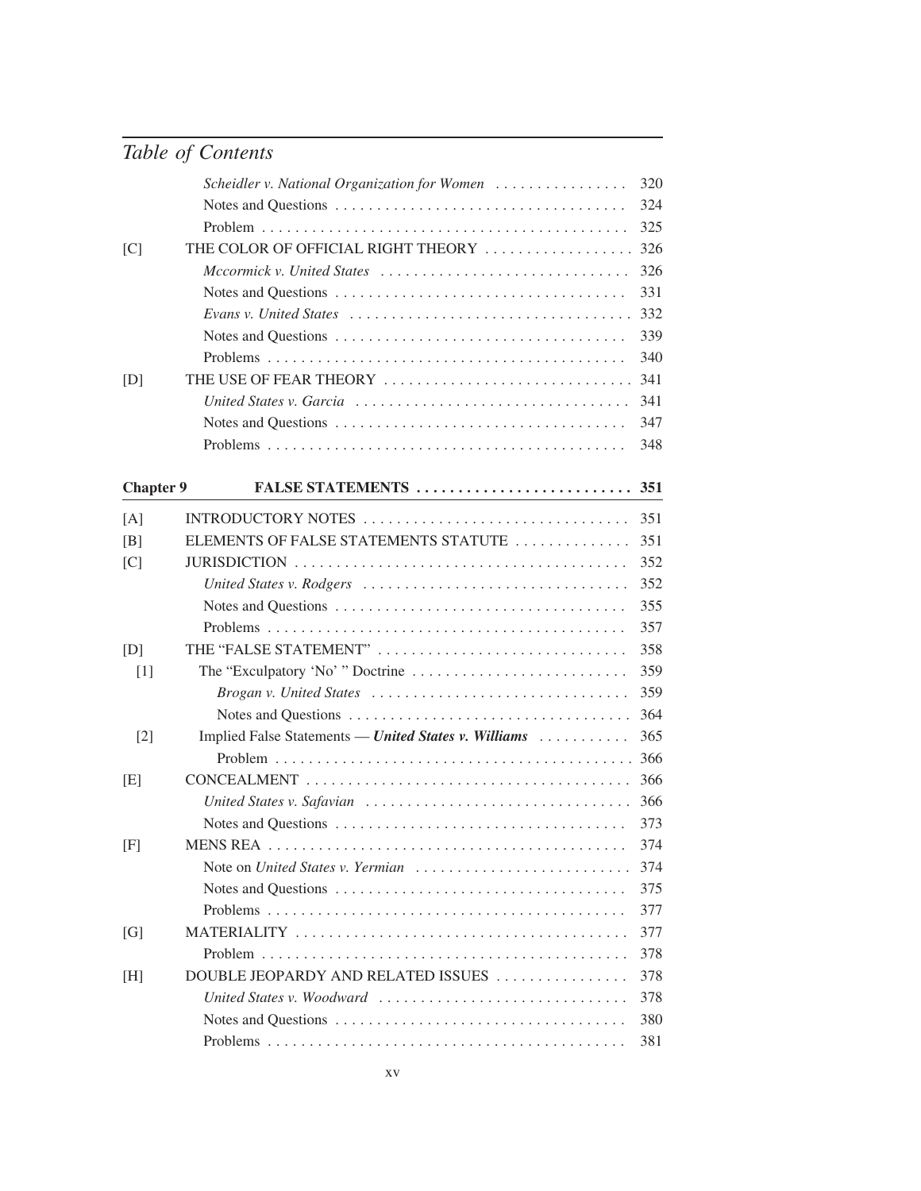## Table of Contents

| | | |
|---|---|---|
| | *Scheidler v. National Organization for Women* | 320 |
| | Notes and Questions | 324 |
| | Problem | 325 |
| [C] | THE COLOR OF OFFICIAL RIGHT THEORY | 326 |
| | *Mccormick v. United States* | 326 |
| | Notes and Questions | 331 |
| | *Evans v. United States* | 332 |
| | Notes and Questions | 339 |
| | Problems | 340 |
| [D] | THE USE OF FEAR THEORY | 341 |
| | *United States v. Garcia* | 341 |
| | Notes and Questions | 347 |
| | Problems | 348 |

| | | |
|---|---|---|
| **Chapter 9** | **FALSE STATEMENTS** | **351** |
| [A] | INTRODUCTORY NOTES | 351 |
| [B] | ELEMENTS OF FALSE STATEMENTS STATUTE | 351 |
| [C] | JURISDICTION | 352 |
| | *United States v. Rodgers* | 352 |
| | Notes and Questions | 355 |
| | Problems | 357 |
| [D] | THE "FALSE STATEMENT" | 358 |
| [1] | The "Exculpatory 'No' " Doctrine | 359 |
| | *Brogan v. United States* | 359 |
| | Notes and Questions | 364 |
| [2] | Implied False Statements — ***United States v. Williams*** | 365 |
| | Problem | 366 |
| [E] | CONCEALMENT | 366 |
| | *United States v. Safavian* | 366 |
| | Notes and Questions | 373 |
| [F] | MENS REA | 374 |
| | Note on *United States v. Yermian* | 374 |
| | Notes and Questions | 375 |
| | Problems | 377 |
| [G] | MATERIALITY | 377 |
| | Problem | 378 |
| [H] | DOUBLE JEOPARDY AND RELATED ISSUES | 378 |
| | *United States v. Woodward* | 378 |
| | Notes and Questions | 380 |
| | Problems | 381 |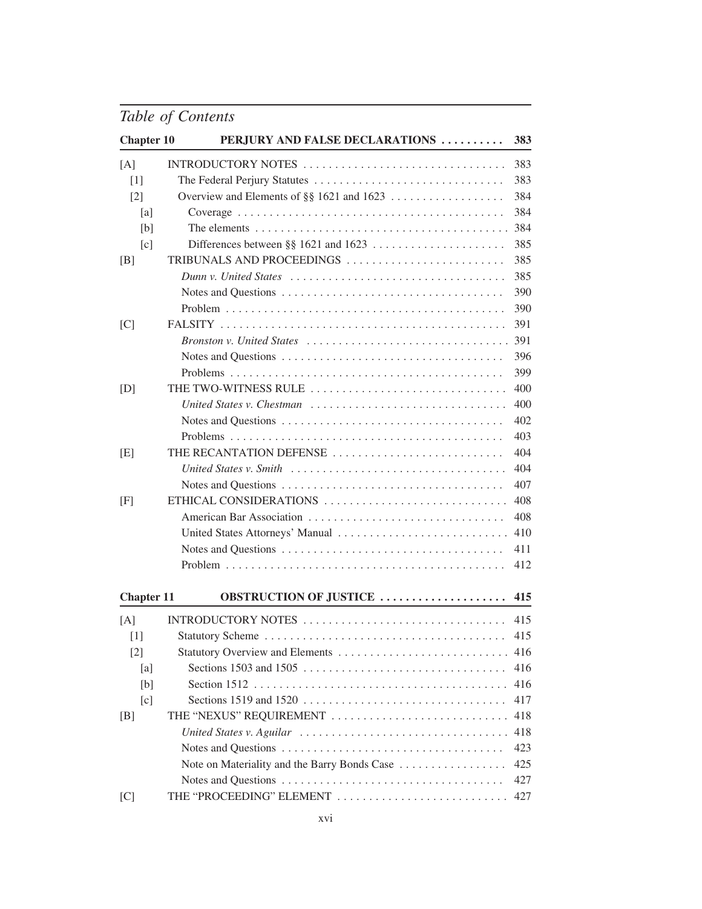## Table of Contents

| | | |
|---|---|---|
| **Chapter 10** | **PERJURY AND FALSE DECLARATIONS** | **383** |
| [A] | INTRODUCTORY NOTES | 383 |
| [1] | The Federal Perjury Statutes | 383 |
| [2] | Overview and Elements of §§ 1621 and 1623 | 384 |
| [a] | Coverage | 384 |
| [b] | The elements | 384 |
| [c] | Differences between §§ 1621 and 1623 | 385 |
| [B] | TRIBUNALS AND PROCEEDINGS | 385 |
| | *Dunn v. United States* | 385 |
| | Notes and Questions | 390 |
| | Problem | 390 |
| [C] | FALSITY | 391 |
| | *Bronston v. United States* | 391 |
| | Notes and Questions | 396 |
| | Problems | 399 |
| [D] | THE TWO-WITNESS RULE | 400 |
| | *United States v. Chestman* | 400 |
| | Notes and Questions | 402 |
| | Problems | 403 |
| [E] | THE RECANTATION DEFENSE | 404 |
| | *United States v. Smith* | 404 |
| | Notes and Questions | 407 |
| [F] | ETHICAL CONSIDERATIONS | 408 |
| | American Bar Association | 408 |
| | United States Attorneys' Manual | 410 |
| | Notes and Questions | 411 |
| | Problem | 412 |
| **Chapter 11** | **OBSTRUCTION OF JUSTICE** | **415** |
| [A] | INTRODUCTORY NOTES | 415 |
| [1] | Statutory Scheme | 415 |
| [2] | Statutory Overview and Elements | 416 |
| [a] | Sections 1503 and 1505 | 416 |
| [b] | Section 1512 | 416 |
| [c] | Sections 1519 and 1520 | 417 |
| [B] | THE "NEXUS" REQUIREMENT | 418 |
| | *United States v. Aguilar* | 418 |
| | Notes and Questions | 423 |
| | Note on Materiality and the Barry Bonds Case | 425 |
| | Notes and Questions | 427 |
| [C] | THE "PROCEEDING" ELEMENT | 427 |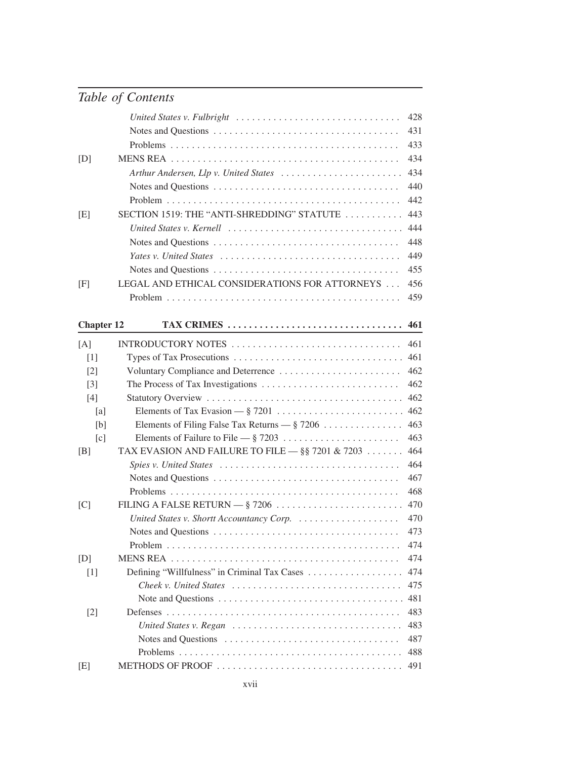## Table of Contents

| | | |
|---|---|---|
| | *United States v. Fulbright* | 428 |
| | Notes and Questions | 431 |
| | Problems | 433 |
| [D] | MENS REA | 434 |
| | *Arthur Andersen, Llp v. United States* | 434 |
| | Notes and Questions | 440 |
| | Problem | 442 |
| [E] | SECTION 1519: THE "ANTI-SHREDDING" STATUTE | 443 |
| | *United States v. Kernell* | 444 |
| | Notes and Questions | 448 |
| | *Yates v. United States* | 449 |
| | Notes and Questions | 455 |
| [F] | LEGAL AND ETHICAL CONSIDERATIONS FOR ATTORNEYS | 456 |
| | Problem | 459 |

## Chapter 12 TAX CRIMES 461

| | | |
|---|---|---|
| [A] | INTRODUCTORY NOTES | 461 |
| [1] | Types of Tax Prosecutions | 461 |
| [2] | Voluntary Compliance and Deterrence | 462 |
| [3] | The Process of Tax Investigations | 462 |
| [4] | Statutory Overview | 462 |
| [a] | Elements of Tax Evasion — § 7201 | 462 |
| [b] | Elements of Filing False Tax Returns — § 7206 | 463 |
| [c] | Elements of Failure to File — § 7203 | 463 |
| [B] | TAX EVASION AND FAILURE TO FILE — §§ 7201 & 7203 | 464 |
| | *Spies v. United States* | 464 |
| | Notes and Questions | 467 |
| | Problems | 468 |
| [C] | FILING A FALSE RETURN — § 7206 | 470 |
| | *United States v. Shortt Accountancy Corp.* | 470 |
| | Notes and Questions | 473 |
| | Problem | 474 |
| [D] | MENS REA | 474 |
| [1] | Defining "Willfulness" in Criminal Tax Cases | 474 |
| | *Cheek v. United States* | 475 |
| | Note and Questions | 481 |
| [2] | Defenses | 483 |
| | *United States v. Regan* | 483 |
| | Notes and Questions | 487 |
| | Problems | 488 |
| [E] | METHODS OF PROOF | 491 |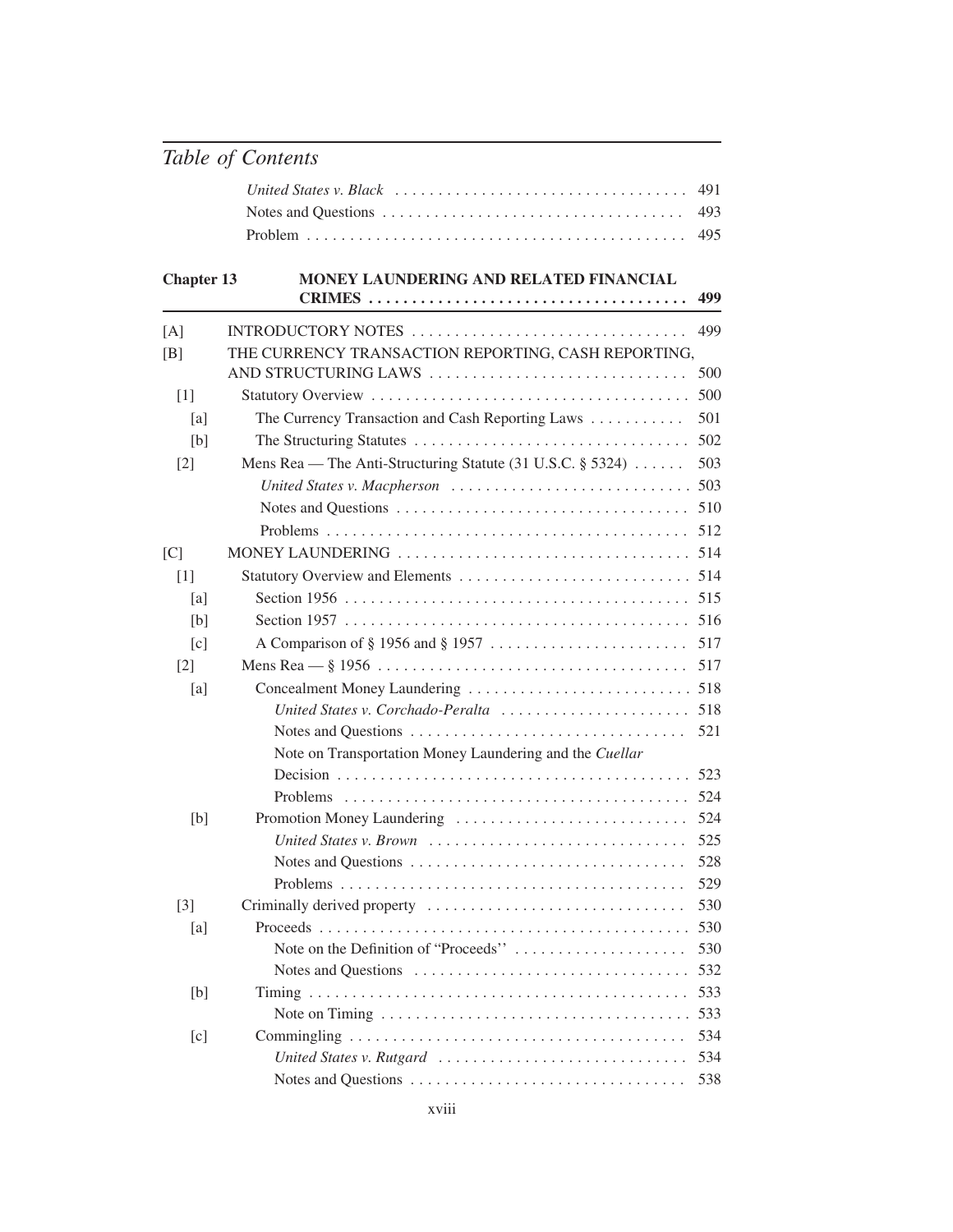*Table of Contents*

*United States v. Black* . . . . . . . . . . . . . . . . . . . . . . . . . . . . . . . . . 491
Notes and Questions . . . . . . . . . . . . . . . . . . . . . . . . . . . . . . . . . . 493
Problem . . . . . . . . . . . . . . . . . . . . . . . . . . . . . . . . . . . . . . . . . . . 495

**Chapter 13 MONEY LAUNDERING AND RELATED FINANCIAL CRIMES . . . . . . . . . . . . . . . . . . . . . . . . . . . . . . . . . . . . 499**

[A] INTRODUCTORY NOTES . . . . . . . . . . . . . . . . . . . . . . . . . . . . . . . 499
[B] THE CURRENCY TRANSACTION REPORTING, CASH REPORTING, AND STRUCTURING LAWS . . . . . . . . . . . . . . . . . . . . . . . . . . . . . 500
[1] Statutory Overview . . . . . . . . . . . . . . . . . . . . . . . . . . . . . . . . . . . . 500
[a] The Currency Transaction and Cash Reporting Laws . . . . . . . . . . . 501
[b] The Structuring Statutes . . . . . . . . . . . . . . . . . . . . . . . . . . . . . . . 502
[2] Mens Rea — The Anti-Structuring Statute (31 U.S.C. § 5324) . . . . . . 503
*United States v. Macpherson* . . . . . . . . . . . . . . . . . . . . . . . . . . . 503
Notes and Questions . . . . . . . . . . . . . . . . . . . . . . . . . . . . . . . . . 510
Problems . . . . . . . . . . . . . . . . . . . . . . . . . . . . . . . . . . . . . . . . . 512
[C] MONEY LAUNDERING . . . . . . . . . . . . . . . . . . . . . . . . . . . . . . . . . 514
[1] Statutory Overview and Elements . . . . . . . . . . . . . . . . . . . . . . . . . . 514
[a] Section 1956 . . . . . . . . . . . . . . . . . . . . . . . . . . . . . . . . . . . . . . . 515
[b] Section 1957 . . . . . . . . . . . . . . . . . . . . . . . . . . . . . . . . . . . . . . . 516
[c] A Comparison of § 1956 and § 1957 . . . . . . . . . . . . . . . . . . . . . . . 517
[2] Mens Rea — § 1956 . . . . . . . . . . . . . . . . . . . . . . . . . . . . . . . . . . . 517
[a] Concealment Money Laundering . . . . . . . . . . . . . . . . . . . . . . . . . 518
*United States v. Corchado-Peralta* . . . . . . . . . . . . . . . . . . . . . . 518
Notes and Questions . . . . . . . . . . . . . . . . . . . . . . . . . . . . . . . . 521
Note on Transportation Money Laundering and the *Cuellar* Decision . . . . . . . . . . . . . . . . . . . . . . . . . . . . . . . . . . . . . . . . 523
Problems . . . . . . . . . . . . . . . . . . . . . . . . . . . . . . . . . . . . . . . . 524
[b] Promotion Money Laundering . . . . . . . . . . . . . . . . . . . . . . . . . . . 524
*United States v. Brown* . . . . . . . . . . . . . . . . . . . . . . . . . . . . . . 525
Notes and Questions . . . . . . . . . . . . . . . . . . . . . . . . . . . . . . . . 528
Problems . . . . . . . . . . . . . . . . . . . . . . . . . . . . . . . . . . . . . . . . 529
[3] Criminally derived property . . . . . . . . . . . . . . . . . . . . . . . . . . . . . 530
[a] Proceeds . . . . . . . . . . . . . . . . . . . . . . . . . . . . . . . . . . . . . . . . . . 530
Note on the Definition of "Proceeds" . . . . . . . . . . . . . . . . . . . . 530
Notes and Questions . . . . . . . . . . . . . . . . . . . . . . . . . . . . . . . . 532
[b] Timing . . . . . . . . . . . . . . . . . . . . . . . . . . . . . . . . . . . . . . . . . . . 533
Note on Timing . . . . . . . . . . . . . . . . . . . . . . . . . . . . . . . . . . . . 533
[c] Commingling . . . . . . . . . . . . . . . . . . . . . . . . . . . . . . . . . . . . . . 534
*United States v. Rutgard* . . . . . . . . . . . . . . . . . . . . . . . . . . . . . 534
Notes and Questions . . . . . . . . . . . . . . . . . . . . . . . . . . . . . . . . 538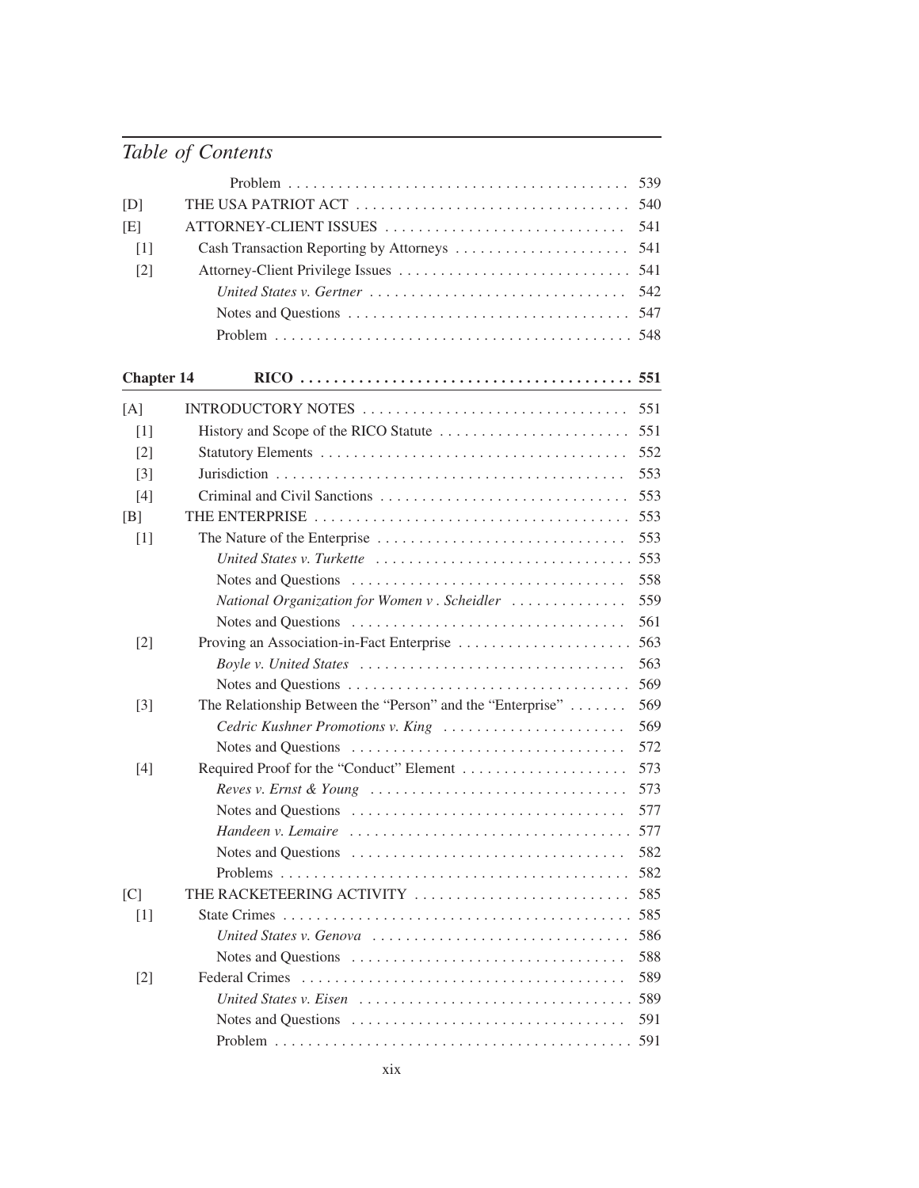## Table of Contents

| | | |
|---|---|---|
| | Problem | 539 |
| [D] | THE USA PATRIOT ACT | 540 |
| [E] | ATTORNEY-CLIENT ISSUES | 541 |
| [1] | Cash Transaction Reporting by Attorneys | 541 |
| [2] | Attorney-Client Privilege Issues | 541 |
| | *United States v. Gertner* | 542 |
| | Notes and Questions | 547 |
| | Problem | 548 |

| | | |
|---|---|---|
| **Chapter 14** | **RICO** | **551** |
| [A] | INTRODUCTORY NOTES | 551 |
| [1] | History and Scope of the RICO Statute | 551 |
| [2] | Statutory Elements | 552 |
| [3] | Jurisdiction | 553 |
| [4] | Criminal and Civil Sanctions | 553 |
| [B] | THE ENTERPRISE | 553 |
| [1] | The Nature of the Enterprise | 553 |
| | *United States v. Turkette* | 553 |
| | Notes and Questions | 558 |
| | *National Organization for Women v . Scheidler* | 559 |
| | Notes and Questions | 561 |
| [2] | Proving an Association-in-Fact Enterprise | 563 |
| | *Boyle v. United States* | 563 |
| | Notes and Questions | 569 |
| [3] | The Relationship Between the "Person" and the "Enterprise" | 569 |
| | *Cedric Kushner Promotions v. King* | 569 |
| | Notes and Questions | 572 |
| [4] | Required Proof for the "Conduct" Element | 573 |
| | *Reves v. Ernst & Young* | 573 |
| | Notes and Questions | 577 |
| | *Handeen v. Lemaire* | 577 |
| | Notes and Questions | 582 |
| | Problems | 582 |
| [C] | THE RACKETEERING ACTIVITY | 585 |
| [1] | State Crimes | 585 |
| | *United States v. Genova* | 586 |
| | Notes and Questions | 588 |
| [2] | Federal Crimes | 589 |
| | *United States v. Eisen* | 589 |
| | Notes and Questions | 591 |
| | Problem | 591 |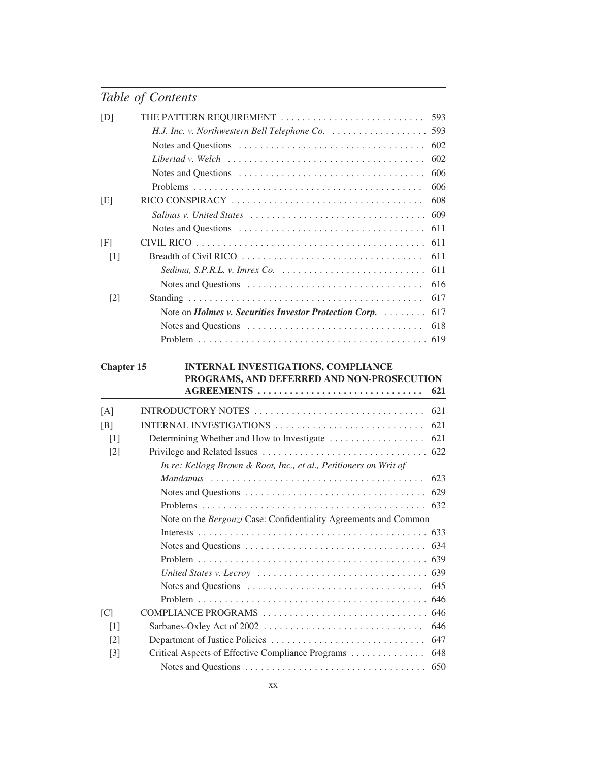## Table of Contents

[D] THE PATTERN REQUIREMENT . . . . . . . . . . . . . . . . . . . . . . . . . . . 593

*H.J. Inc. v. Northwestern Bell Telephone Co.* . . . . . . . . . . . . . . . . . . 593

Notes and Questions . . . . . . . . . . . . . . . . . . . . . . . . . . . . . . . . . . . 602

*Libertad v. Welch* . . . . . . . . . . . . . . . . . . . . . . . . . . . . . . . . . . . . 602

Notes and Questions . . . . . . . . . . . . . . . . . . . . . . . . . . . . . . . . . . . 606

Problems . . . . . . . . . . . . . . . . . . . . . . . . . . . . . . . . . . . . . . . . . . 606

[E] RICO CONSPIRACY . . . . . . . . . . . . . . . . . . . . . . . . . . . . . . . . . . . 608

*Salinas v. United States* . . . . . . . . . . . . . . . . . . . . . . . . . . . . . . . . 609

Notes and Questions . . . . . . . . . . . . . . . . . . . . . . . . . . . . . . . . . . . 611

[F] CIVIL RICO . . . . . . . . . . . . . . . . . . . . . . . . . . . . . . . . . . . . . . . . . 611

[1] Breadth of Civil RICO . . . . . . . . . . . . . . . . . . . . . . . . . . . . . . . . . 611

*Sedima, S.P.R.L. v. Imrex Co.* . . . . . . . . . . . . . . . . . . . . . . . . . . . 611

Notes and Questions . . . . . . . . . . . . . . . . . . . . . . . . . . . . . . . . . 616

[2] Standing . . . . . . . . . . . . . . . . . . . . . . . . . . . . . . . . . . . . . . . . . . 617

Note on ***Holmes v. Securities Investor Protection Corp.*** . . . . . . . . 617

Notes and Questions . . . . . . . . . . . . . . . . . . . . . . . . . . . . . . . . . 618

Problem . . . . . . . . . . . . . . . . . . . . . . . . . . . . . . . . . . . . . . . . . . 619

### Chapter 15 INTERNAL INVESTIGATIONS, COMPLIANCE PROGRAMS, AND DEFERRED AND NON-PROSECUTION AGREEMENTS . . . . . . . . . . . . . . . . . . . . . . . . . . . . . . 621

[A] INTRODUCTORY NOTES . . . . . . . . . . . . . . . . . . . . . . . . . . . . . . . . 621

[B] INTERNAL INVESTIGATIONS . . . . . . . . . . . . . . . . . . . . . . . . . . . . 621

[1] Determining Whether and How to Investigate . . . . . . . . . . . . . . . . . 621

[2] Privilege and Related Issues . . . . . . . . . . . . . . . . . . . . . . . . . . . . . 622

*In re: Kellogg Brown & Root, Inc., et al., Petitioners on Writ of Mandamus* . . . . . . . . . . . . . . . . . . . . . . . . . . . . . . . . . . . . . . . 623

Notes and Questions . . . . . . . . . . . . . . . . . . . . . . . . . . . . . . . . . 629

Problems . . . . . . . . . . . . . . . . . . . . . . . . . . . . . . . . . . . . . . . . . 632

Note on the *Bergonzi* Case: Confidentiality Agreements and Common Interests . . . . . . . . . . . . . . . . . . . . . . . . . . . . . . . . . . . . . . . . . . 633

Notes and Questions . . . . . . . . . . . . . . . . . . . . . . . . . . . . . . . . . 634

Problem . . . . . . . . . . . . . . . . . . . . . . . . . . . . . . . . . . . . . . . . . . 639

*United States v. Lecroy* . . . . . . . . . . . . . . . . . . . . . . . . . . . . . . . 639

Notes and Questions . . . . . . . . . . . . . . . . . . . . . . . . . . . . . . . . . 645

Problem . . . . . . . . . . . . . . . . . . . . . . . . . . . . . . . . . . . . . . . . . . 646

[C] COMPLIANCE PROGRAMS . . . . . . . . . . . . . . . . . . . . . . . . . . . . . . 646

[1] Sarbanes-Oxley Act of 2002 . . . . . . . . . . . . . . . . . . . . . . . . . . . . . 646

[2] Department of Justice Policies . . . . . . . . . . . . . . . . . . . . . . . . . . . . 647

[3] Critical Aspects of Effective Compliance Programs . . . . . . . . . . . . . 648

Notes and Questions . . . . . . . . . . . . . . . . . . . . . . . . . . . . . . . . . 650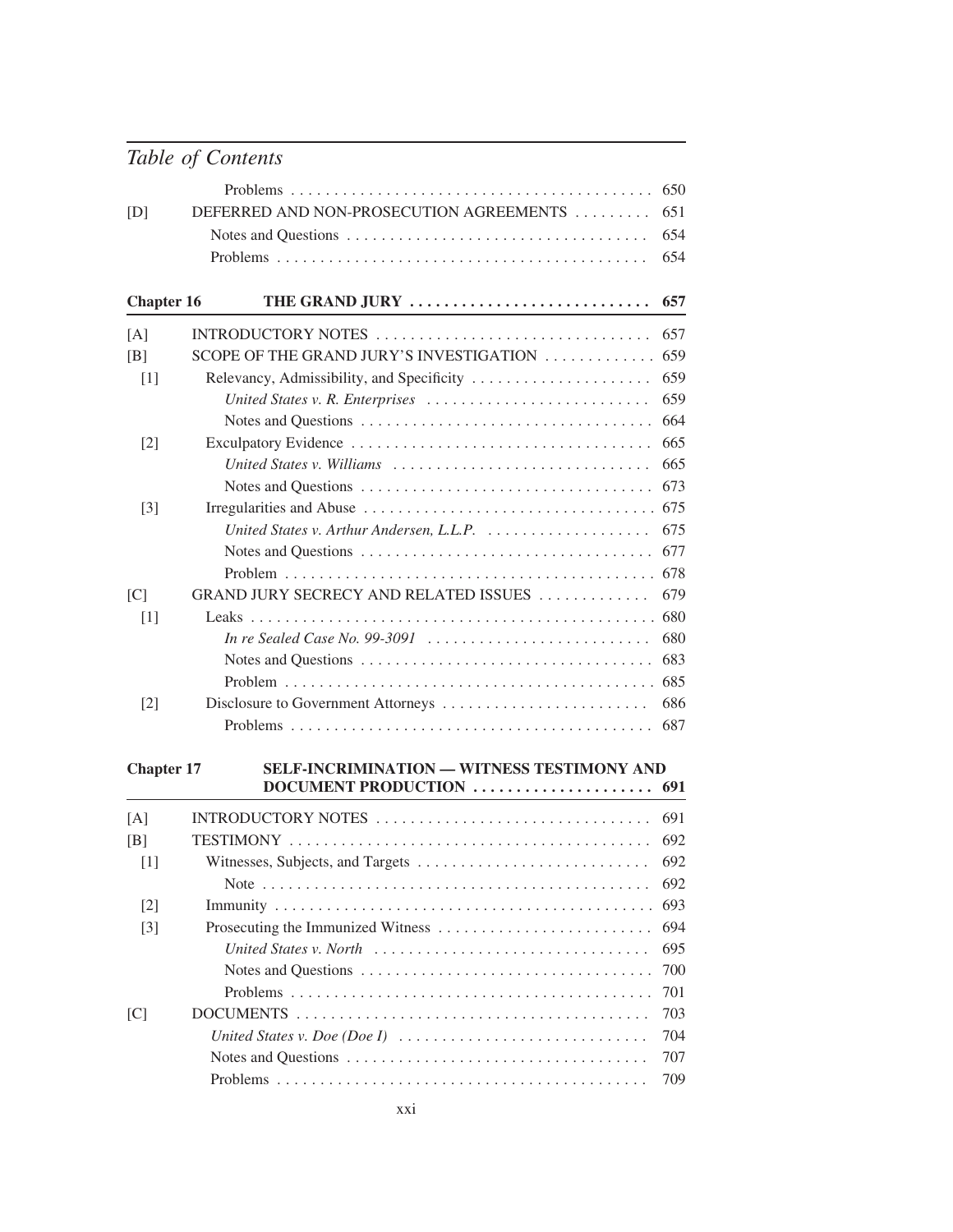## Table of Contents

| | | |
|---|---|---|
| | Problems | 650 |
| [D] | DEFERRED AND NON-PROSECUTION AGREEMENTS | 651 |
| | Notes and Questions | 654 |
| | Problems | 654 |

| | | |
|---|---|---|
| **Chapter 16** | **THE GRAND JURY** | **657** |
| [A] | INTRODUCTORY NOTES | 657 |
| [B] | SCOPE OF THE GRAND JURY'S INVESTIGATION | 659 |
| [1] | Relevancy, Admissibility, and Specificity | 659 |
| | *United States v. R. Enterprises* | 659 |
| | Notes and Questions | 664 |
| [2] | Exculpatory Evidence | 665 |
| | *United States v. Williams* | 665 |
| | Notes and Questions | 673 |
| [3] | Irregularities and Abuse | 675 |
| | *United States v. Arthur Andersen, L.L.P.* | 675 |
| | Notes and Questions | 677 |
| | Problem | 678 |
| [C] | GRAND JURY SECRECY AND RELATED ISSUES | 679 |
| [1] | Leaks | 680 |
| | *In re Sealed Case No. 99-3091* | 680 |
| | Notes and Questions | 683 |
| | Problem | 685 |
| [2] | Disclosure to Government Attorneys | 686 |
| | Problems | 687 |

| | | |
|---|---|---|
| **Chapter 17** | **SELF-INCRIMINATION — WITNESS TESTIMONY AND DOCUMENT PRODUCTION** | **691** |
| [A] | INTRODUCTORY NOTES | 691 |
| [B] | TESTIMONY | 692 |
| [1] | Witnesses, Subjects, and Targets | 692 |
| | Note | 692 |
| [2] | Immunity | 693 |
| [3] | Prosecuting the Immunized Witness | 694 |
| | *United States v. North* | 695 |
| | Notes and Questions | 700 |
| | Problems | 701 |
| [C] | DOCUMENTS | 703 |
| | *United States v. Doe (Doe I)* | 704 |
| | Notes and Questions | 707 |
| | Problems | 709 |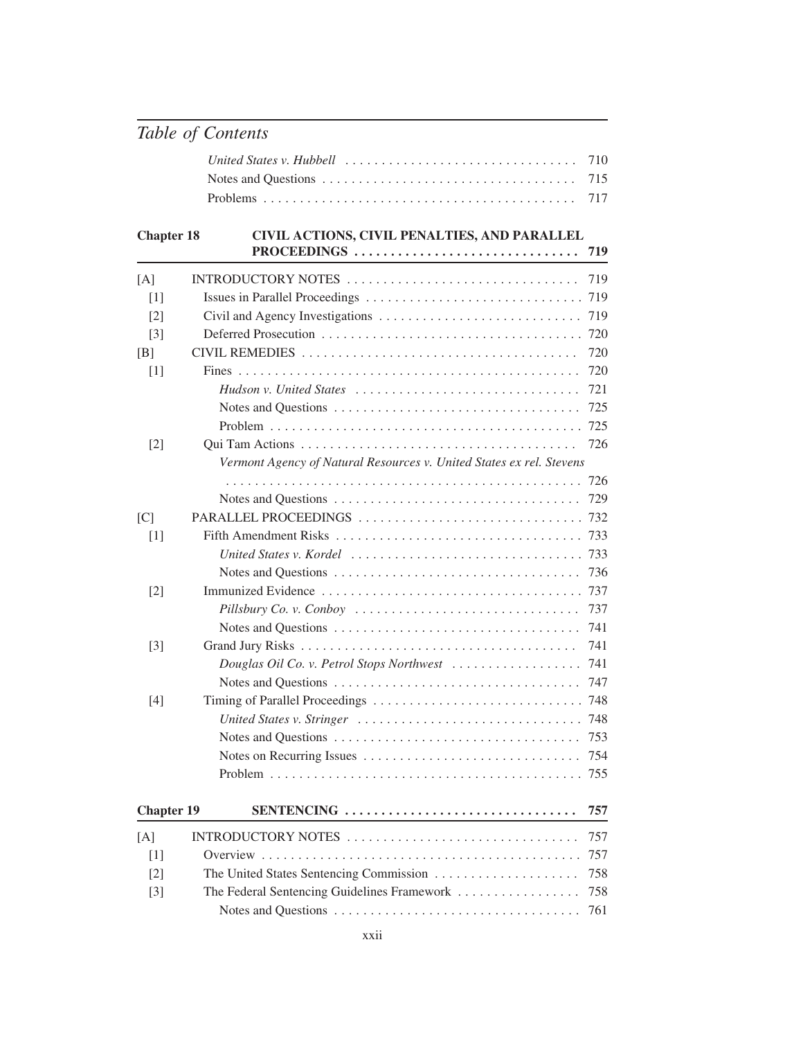*United States v. Hubbell* 710
Notes and Questions 715
Problems 717

## Chapter 18 CIVIL ACTIONS, CIVIL PENALTIES, AND PARALLEL PROCEEDINGS 719

[A] INTRODUCTORY NOTES 719
[1] Issues in Parallel Proceedings 719
[2] Civil and Agency Investigations 719
[3] Deferred Prosecution 720
[B] CIVIL REMEDIES 720
[1] Fines 720
*Hudson v. United States* 721
Notes and Questions 725
Problem 725
[2] Qui Tam Actions 726
*Vermont Agency of Natural Resources v. United States ex rel. Stevens* 726
Notes and Questions 729
[C] PARALLEL PROCEEDINGS 732
[1] Fifth Amendment Risks 733
*United States v. Kordel* 733
Notes and Questions 736
[2] Immunized Evidence 737
*Pillsbury Co. v. Conboy* 737
Notes and Questions 741
[3] Grand Jury Risks 741
*Douglas Oil Co. v. Petrol Stops Northwest* 741
Notes and Questions 747
[4] Timing of Parallel Proceedings 748
*United States v. Stringer* 748
Notes and Questions 753
Notes on Recurring Issues 754
Problem 755

## Chapter 19 SENTENCING 757

[A] INTRODUCTORY NOTES 757
[1] Overview 757
[2] The United States Sentencing Commission 758
[3] The Federal Sentencing Guidelines Framework 758
Notes and Questions 761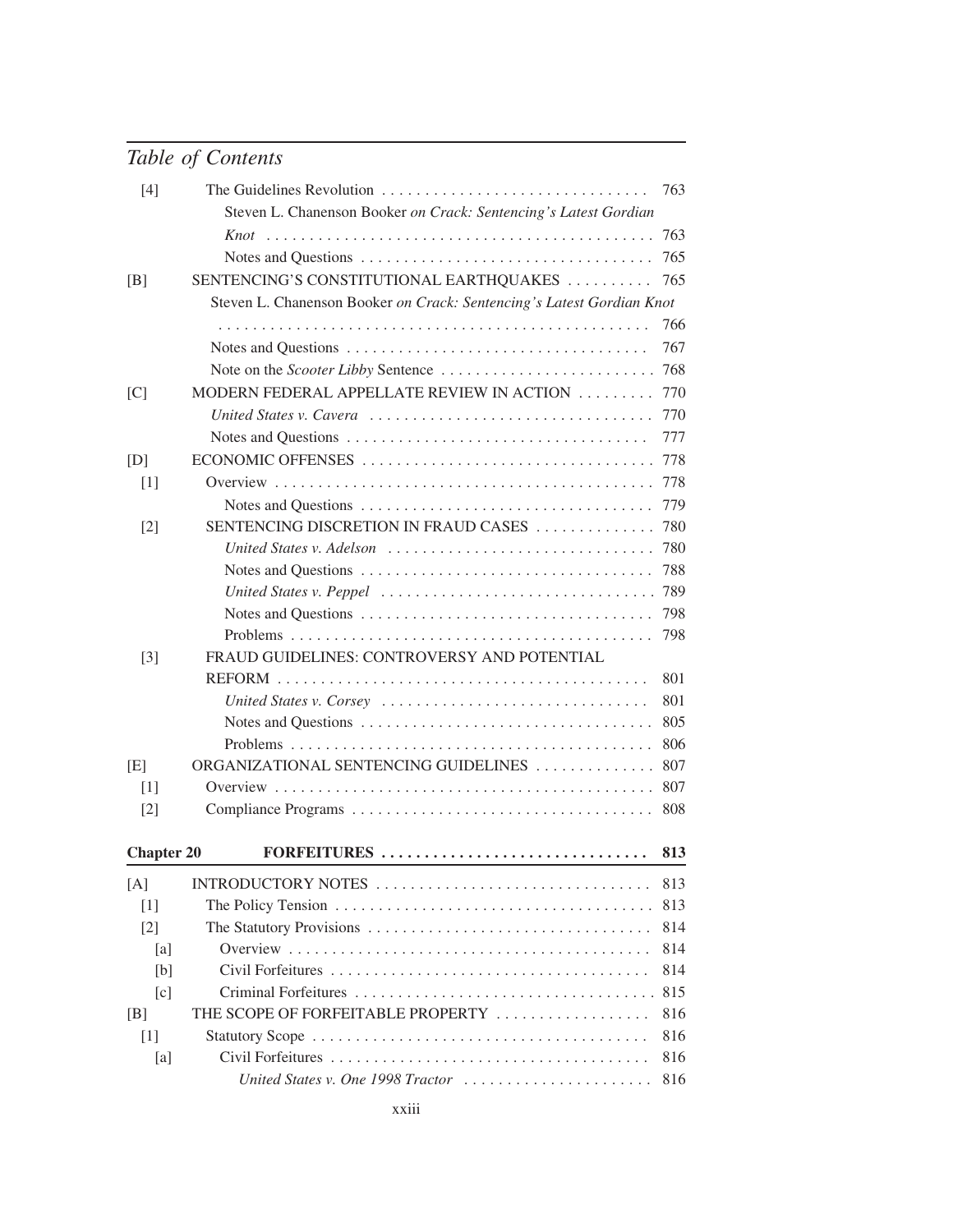## Table of Contents

| | | |
|---|---|---|
| [4] | The Guidelines Revolution | 763 |
| | Steven L. Chanenson Booker *on Crack: Sentencing's Latest Gordian Knot* | 763 |
| | Notes and Questions | 765 |
| [B] | SENTENCING'S CONSTITUTIONAL EARTHQUAKES | 765 |
| | Steven L. Chanenson Booker *on Crack: Sentencing's Latest Gordian Knot* | 766 |
| | Notes and Questions | 767 |
| | Note on the *Scooter Libby* Sentence | 768 |
| [C] | MODERN FEDERAL APPELLATE REVIEW IN ACTION | 770 |
| | *United States v. Cavera* | 770 |
| | Notes and Questions | 777 |
| [D] | ECONOMIC OFFENSES | 778 |
| [1] | Overview | 778 |
| | Notes and Questions | 779 |
| [2] | SENTENCING DISCRETION IN FRAUD CASES | 780 |
| | *United States v. Adelson* | 780 |
| | Notes and Questions | 788 |
| | *United States v. Peppel* | 789 |
| | Notes and Questions | 798 |
| | Problems | 798 |
| [3] | FRAUD GUIDELINES: CONTROVERSY AND POTENTIAL REFORM | 801 |
| | *United States v. Corsey* | 801 |
| | Notes and Questions | 805 |
| | Problems | 806 |
| [E] | ORGANIZATIONAL SENTENCING GUIDELINES | 807 |
| [1] | Overview | 807 |
| [2] | Compliance Programs | 808 |

| | | |
|---|---|---|
| **Chapter 20** | **FORFEITURES** | **813** |
| [A] | INTRODUCTORY NOTES | 813 |
| [1] | The Policy Tension | 813 |
| [2] | The Statutory Provisions | 814 |
| [a] | Overview | 814 |
| [b] | Civil Forfeitures | 814 |
| [c] | Criminal Forfeitures | 815 |
| [B] | THE SCOPE OF FORFEITABLE PROPERTY | 816 |
| [1] | Statutory Scope | 816 |
| [a] | Civil Forfeitures | 816 |
| | *United States v. One 1998 Tractor* | 816 |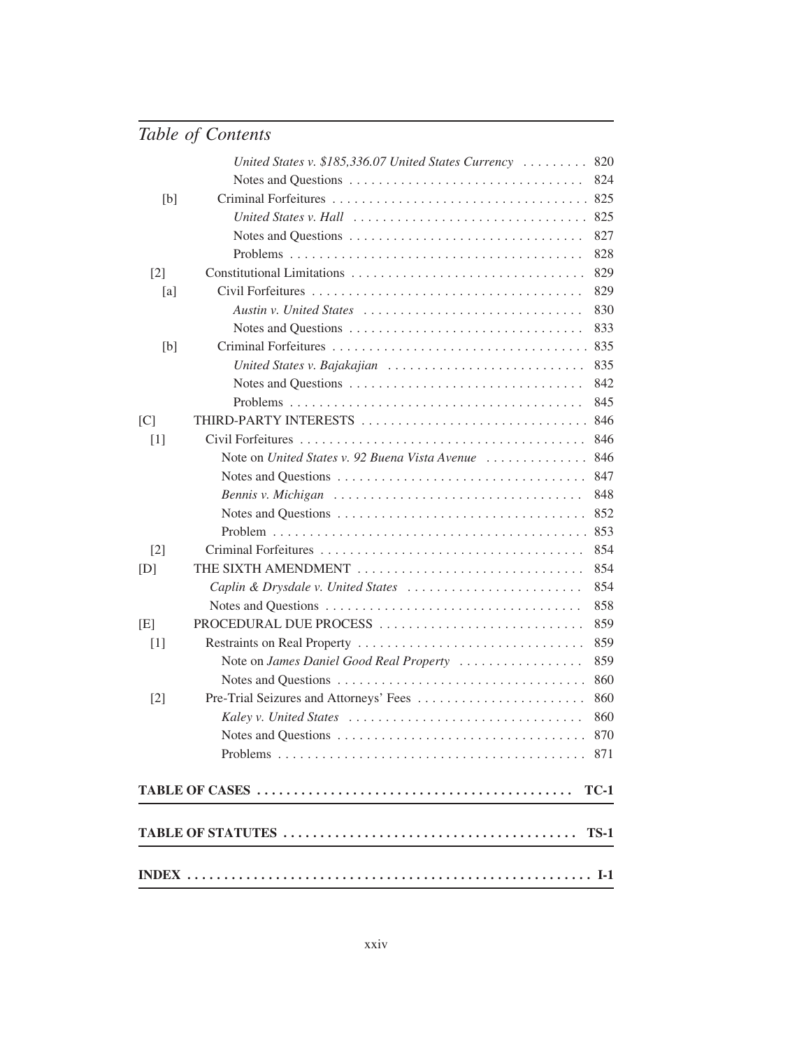## Table of Contents

| | | |
|---|---|---|
| | *United States v. $185,336.07 United States Currency* | 820 |
| | Notes and Questions | 824 |
| [b] | Criminal Forfeitures | 825 |
| | *United States v. Hall* | 825 |
| | Notes and Questions | 827 |
| | Problems | 828 |
| [2] | Constitutional Limitations | 829 |
| [a] | Civil Forfeitures | 829 |
| | *Austin v. United States* | 830 |
| | Notes and Questions | 833 |
| [b] | Criminal Forfeitures | 835 |
| | *United States v. Bajakajian* | 835 |
| | Notes and Questions | 842 |
| | Problems | 845 |
| [C] | THIRD-PARTY INTERESTS | 846 |
| [1] | Civil Forfeitures | 846 |
| | Note on *United States v. 92 Buena Vista Avenue* | 846 |
| | Notes and Questions | 847 |
| | *Bennis v. Michigan* | 848 |
| | Notes and Questions | 852 |
| | Problem | 853 |
| [2] | Criminal Forfeitures | 854 |
| [D] | THE SIXTH AMENDMENT | 854 |
| | *Caplin & Drysdale v. United States* | 854 |
| | Notes and Questions | 858 |
| [E] | PROCEDURAL DUE PROCESS | 859 |
| [1] | Restraints on Real Property | 859 |
| | Note on *James Daniel Good Real Property* | 859 |
| | Notes and Questions | 860 |
| [2] | Pre-Trial Seizures and Attorneys' Fees | 860 |
| | *Kaley v. United States* | 860 |
| | Notes and Questions | 870 |
| | Problems | 871 |

**TABLE OF CASES** . . . **TC-1**

**TABLE OF STATUTES** . . . **TS-1**

**INDEX** . . . **I-1**